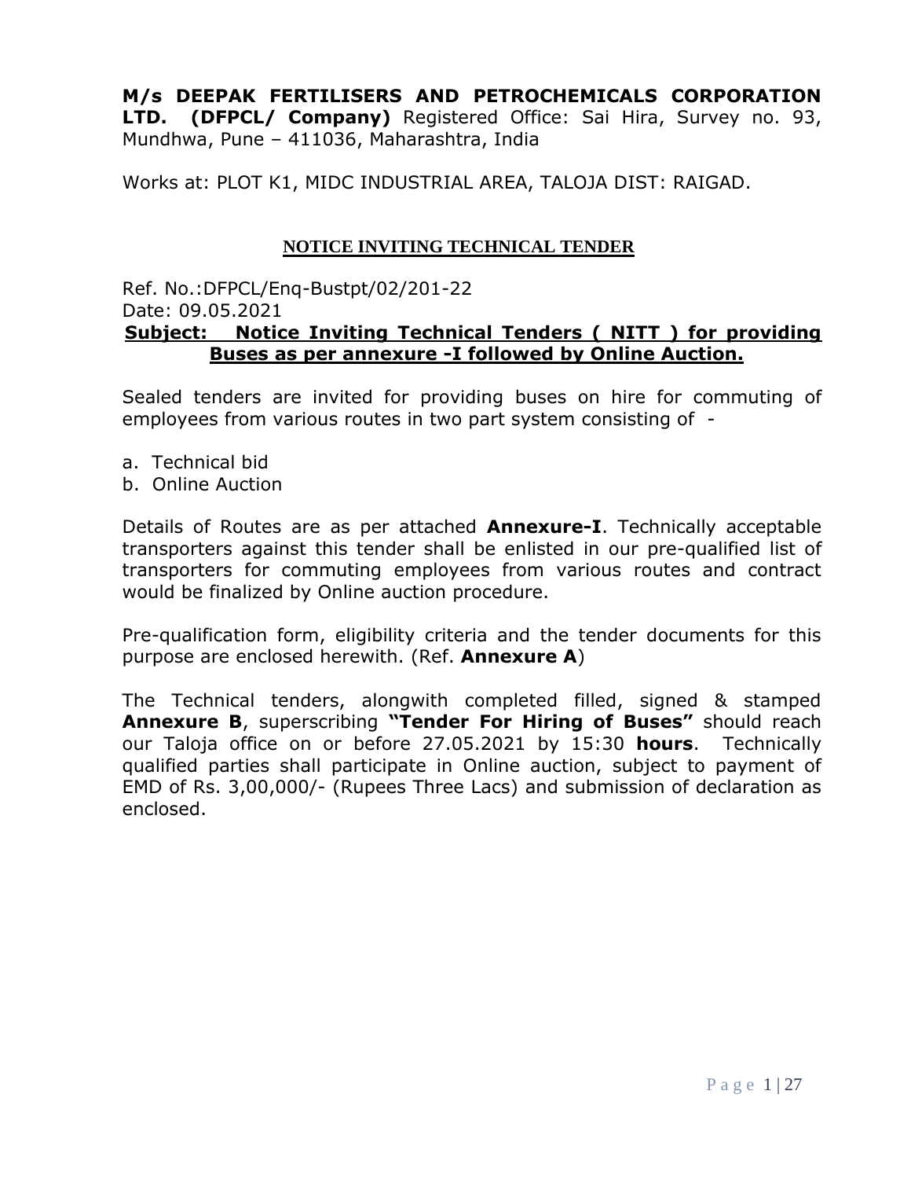**M/s DEEPAK FERTILISERS AND PETROCHEMICALS CORPORATION LTD. (DFPCL/ Company)** Registered Office: Sai Hira, Survey no. 93, Mundhwa, Pune – 411036, Maharashtra, India

Works at: PLOT K1, MIDC INDUSTRIAL AREA, TALOJA DIST: RAIGAD.

## NOTICE INVITING TECHNICAL TENDER

Ref. No.:DFPCL/Enq-Bustpt/02/201-22
Date: 09.05.2021

**Subject: Notice Inviting Technical Tenders ( NITT ) for providing Buses as per annexure -I followed by Online Auction.**

Sealed tenders are invited for providing buses on hire for commuting of employees from various routes in two part system consisting of -

a. Technical bid
b. Online Auction

Details of Routes are as per attached **Annexure-I**. Technically acceptable transporters against this tender shall be enlisted in our pre-qualified list of transporters for commuting employees from various routes and contract would be finalized by Online auction procedure.

Pre-qualification form, eligibility criteria and the tender documents for this purpose are enclosed herewith. (Ref. **Annexure A**)

The Technical tenders, alongwith completed filled, signed & stamped **Annexure B**, superscribing **"Tender For Hiring of Buses"** should reach our Taloja office on or before 27.05.2021 by 15:30 **hours**. Technically qualified parties shall participate in Online auction, subject to payment of EMD of Rs. 3,00,000/- (Rupees Three Lacs) and submission of declaration as enclosed.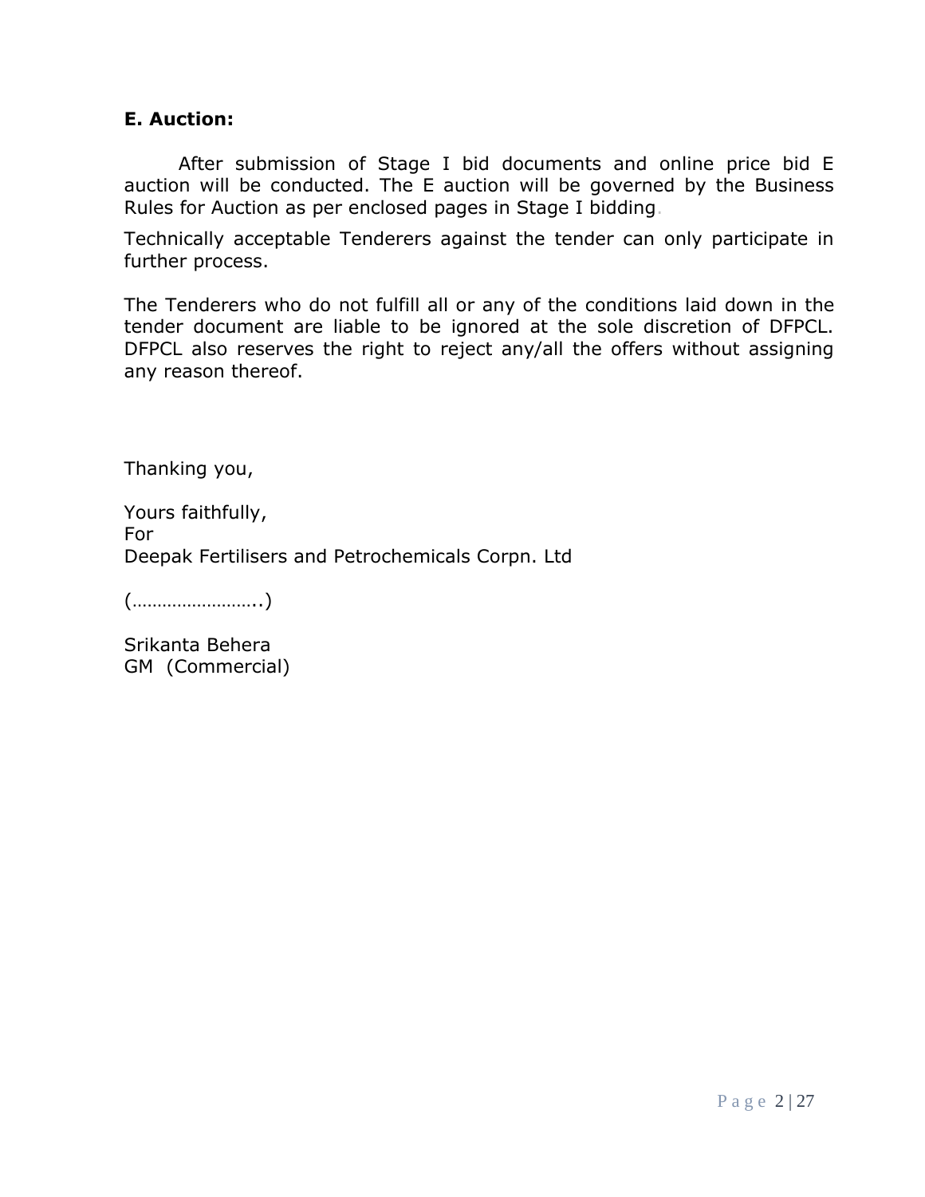**E. Auction:**

After submission of Stage I bid documents and online price bid E auction will be conducted. The E auction will be governed by the Business Rules for Auction as per enclosed pages in Stage I bidding.

Technically acceptable Tenderers against the tender can only participate in further process.

The Tenderers who do not fulfill all or any of the conditions laid down in the tender document are liable to be ignored at the sole discretion of DFPCL. DFPCL also reserves the right to reject any/all the offers without assigning any reason thereof.

Thanking you,

Yours faithfully,
For
Deepak Fertilisers and Petrochemicals Corpn. Ltd

(……………………..)

Srikanta Behera
GM (Commercial)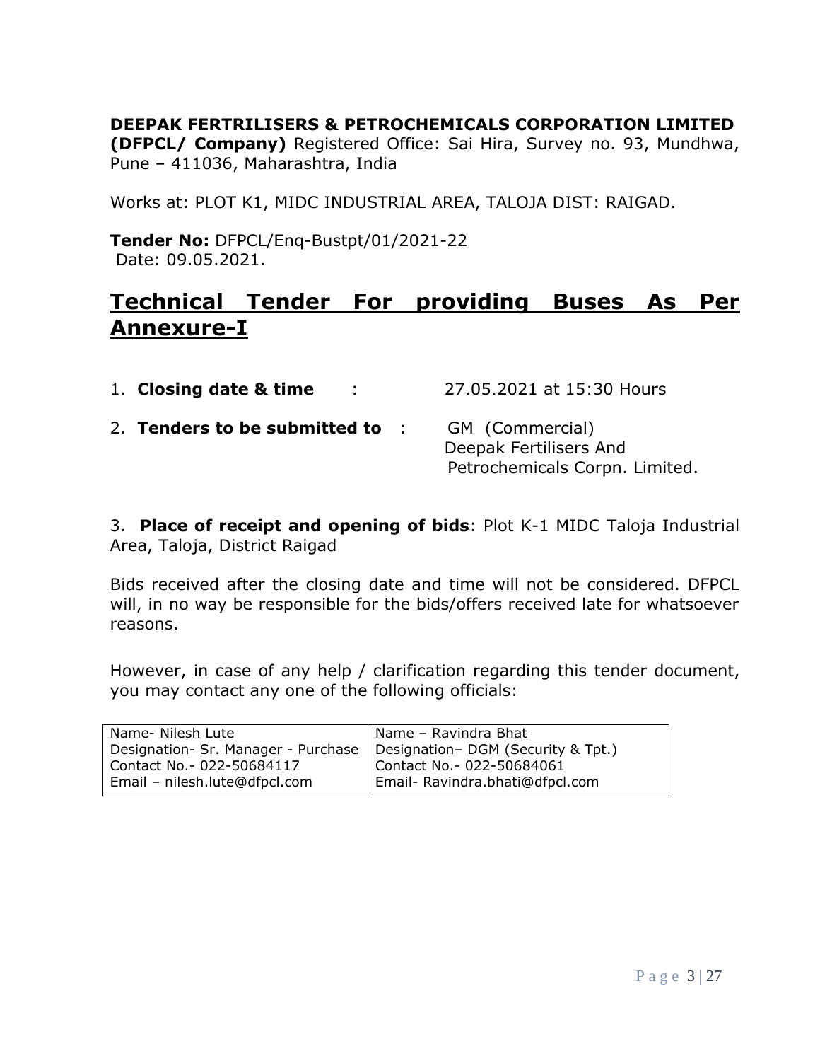**DEEPAK FERTRILISERS & PETROCHEMICALS CORPORATION LIMITED (DFPCL/ Company)** Registered Office: Sai Hira, Survey no. 93, Mundhwa, Pune – 411036, Maharashtra, India

Works at: PLOT K1, MIDC INDUSTRIAL AREA, TALOJA DIST: RAIGAD.

**Tender No:** DFPCL/Enq-Bustpt/01/2021-22
Date: 09.05.2021.

# Technical Tender For providing Buses As Per Annexure-I

1. **Closing date & time** : 27.05.2021 at 15:30 Hours
2. **Tenders to be submitted to** : GM (Commercial)
   Deepak Fertilisers And
   Petrochemicals Corpn. Limited.

3. **Place of receipt and opening of bids**: Plot K-1 MIDC Taloja Industrial Area, Taloja, District Raigad

Bids received after the closing date and time will not be considered. DFPCL will, in no way be responsible for the bids/offers received late for whatsoever reasons.

However, in case of any help / clarification regarding this tender document, you may contact any one of the following officials:

| | |
|---|---|
| Name- Nilesh Lute<br>Designation- Sr. Manager - Purchase<br>Contact No.- 022-50684117<br>Email – nilesh.lute@dfpcl.com | Name – Ravindra Bhat<br>Designation– DGM (Security & Tpt.)<br>Contact No.- 022-50684061<br>Email- Ravindra.bhati@dfpcl.com |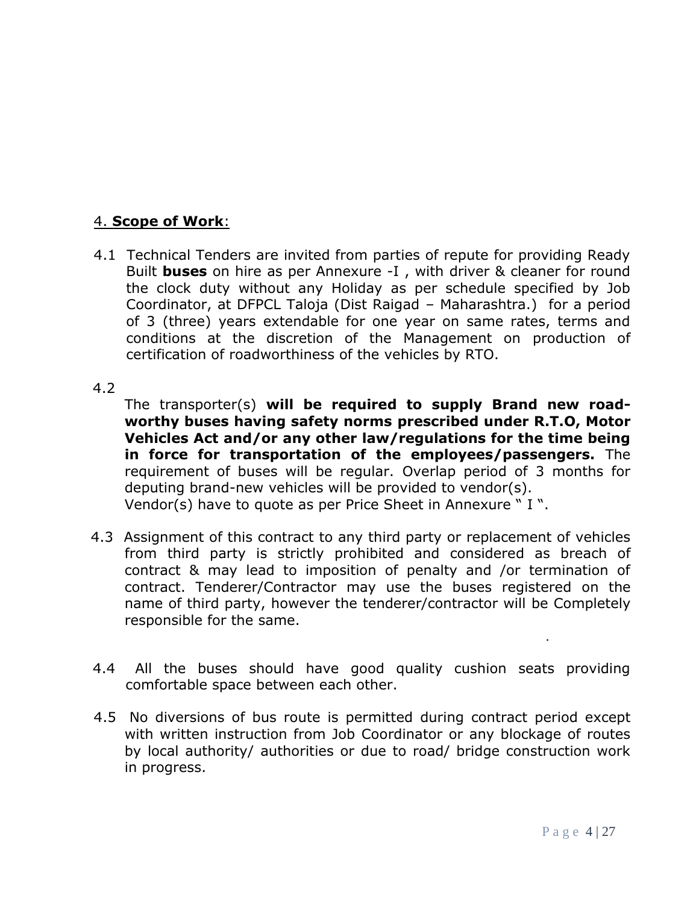## 4. **Scope of Work**:

4.1 Technical Tenders are invited from parties of repute for providing Ready Built **buses** on hire as per Annexure -I , with driver & cleaner for round the clock duty without any Holiday as per schedule specified by Job Coordinator, at DFPCL Taloja (Dist Raigad – Maharashtra.) for a period of 3 (three) years extendable for one year on same rates, terms and conditions at the discretion of the Management on production of certification of roadworthiness of the vehicles by RTO.

4.2 The transporter(s) **will be required to supply Brand new road-worthy buses having safety norms prescribed under R.T.O, Motor Vehicles Act and/or any other law/regulations for the time being in force for transportation of the employees/passengers.** The requirement of buses will be regular. Overlap period of 3 months for deputing brand-new vehicles will be provided to vendor(s). Vendor(s) have to quote as per Price Sheet in Annexure " I ".

4.3 Assignment of this contract to any third party or replacement of vehicles from third party is strictly prohibited and considered as breach of contract & may lead to imposition of penalty and /or termination of contract. Tenderer/Contractor may use the buses registered on the name of third party, however the tenderer/contractor will be Completely responsible for the same.

4.4 All the buses should have good quality cushion seats providing comfortable space between each other.

4.5 No diversions of bus route is permitted during contract period except with written instruction from Job Coordinator or any blockage of routes by local authority/ authorities or due to road/ bridge construction work in progress.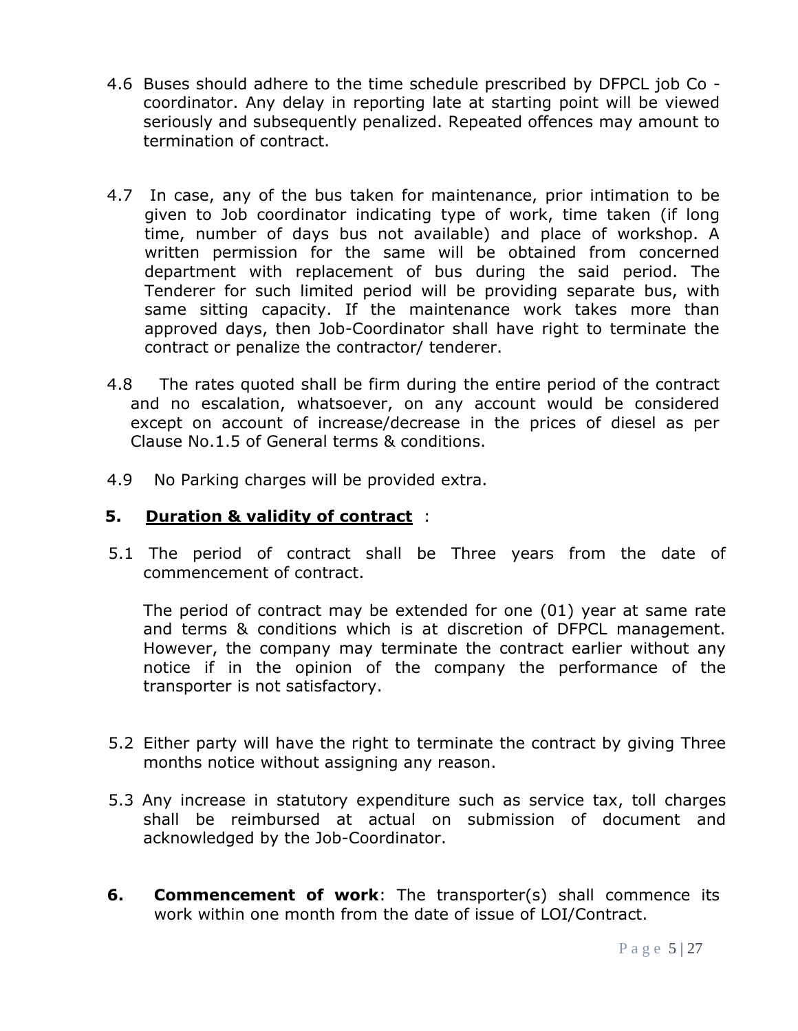4.6 Buses should adhere to the time schedule prescribed by DFPCL job Co - coordinator. Any delay in reporting late at starting point will be viewed seriously and subsequently penalized. Repeated offences may amount to termination of contract.

4.7 In case, any of the bus taken for maintenance, prior intimation to be given to Job coordinator indicating type of work, time taken (if long time, number of days bus not available) and place of workshop. A written permission for the same will be obtained from concerned department with replacement of bus during the said period. The Tenderer for such limited period will be providing separate bus, with same sitting capacity. If the maintenance work takes more than approved days, then Job-Coordinator shall have right to terminate the contract or penalize the contractor/ tenderer.

4.8 The rates quoted shall be firm during the entire period of the contract and no escalation, whatsoever, on any account would be considered except on account of increase/decrease in the prices of diesel as per Clause No.1.5 of General terms & conditions.

4.9 No Parking charges will be provided extra.

## 5. <u>Duration & validity of contract</u> :

5.1 The period of contract shall be Three years from the date of commencement of contract.

The period of contract may be extended for one (01) year at same rate and terms & conditions which is at discretion of DFPCL management. However, the company may terminate the contract earlier without any notice if in the opinion of the company the performance of the transporter is not satisfactory.

5.2 Either party will have the right to terminate the contract by giving Three months notice without assigning any reason.

5.3 Any increase in statutory expenditure such as service tax, toll charges shall be reimbursed at actual on submission of document and acknowledged by the Job-Coordinator.

**6. Commencement of work**: The transporter(s) shall commence its work within one month from the date of issue of LOI/Contract.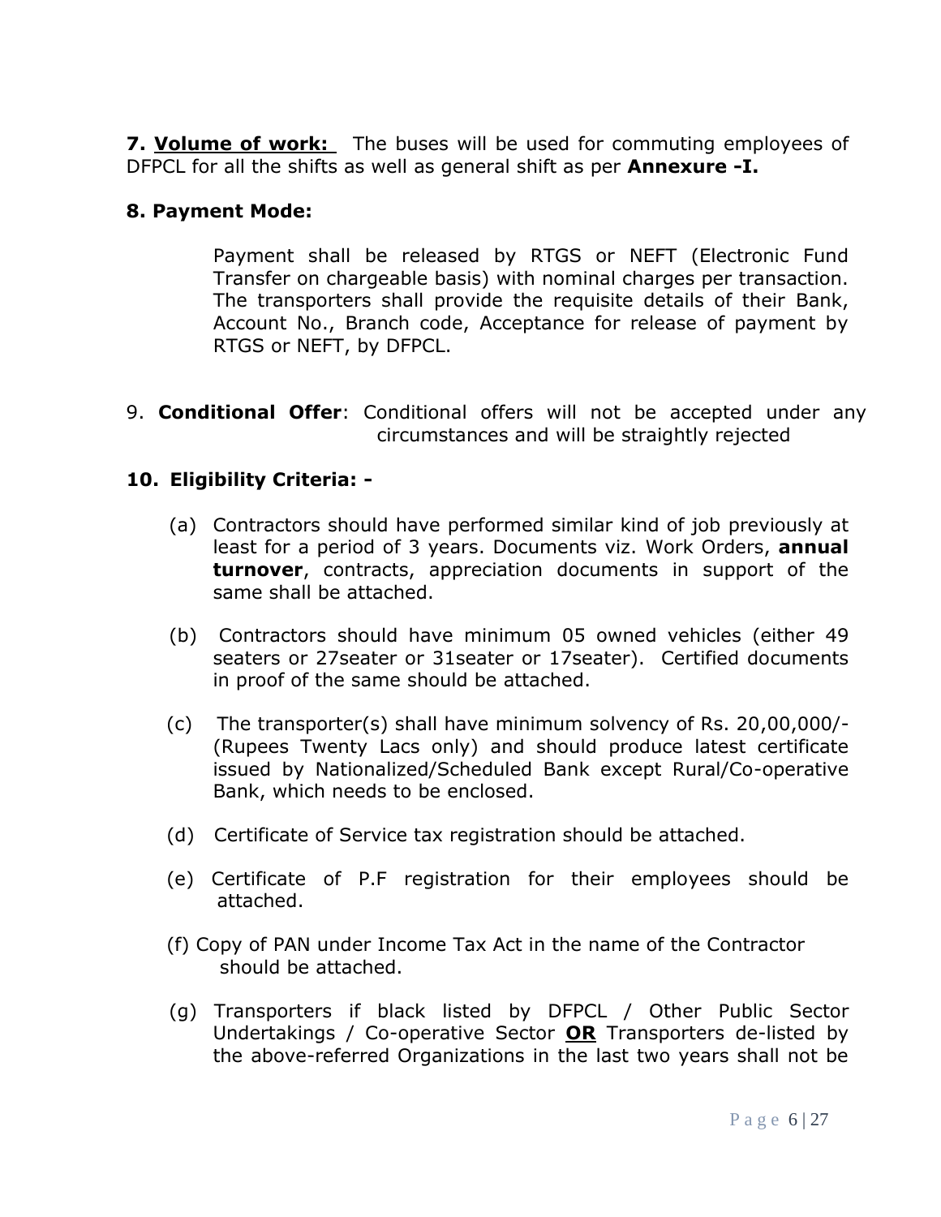**7. <u>Volume of work:</u>** The buses will be used for commuting employees of DFPCL for all the shifts as well as general shift as per **Annexure -I.**

**8. Payment Mode:**

Payment shall be released by RTGS or NEFT (Electronic Fund Transfer on chargeable basis) with nominal charges per transaction. The transporters shall provide the requisite details of their Bank, Account No., Branch code, Acceptance for release of payment by RTGS or NEFT, by DFPCL.

9. **Conditional Offer**: Conditional offers will not be accepted under any circumstances and will be straightly rejected

**10. Eligibility Criteria: -**

(a) Contractors should have performed similar kind of job previously at least for a period of 3 years. Documents viz. Work Orders, **annual turnover**, contracts, appreciation documents in support of the same shall be attached.

(b) Contractors should have minimum 05 owned vehicles (either 49 seaters or 27seater or 31seater or 17seater). Certified documents in proof of the same should be attached.

(c) The transporter(s) shall have minimum solvency of Rs. 20,00,000/- (Rupees Twenty Lacs only) and should produce latest certificate issued by Nationalized/Scheduled Bank except Rural/Co-operative Bank, which needs to be enclosed.

(d) Certificate of Service tax registration should be attached.

(e) Certificate of P.F registration for their employees should be attached.

(f) Copy of PAN under Income Tax Act in the name of the Contractor should be attached.

(g) Transporters if black listed by DFPCL / Other Public Sector Undertakings / Co-operative Sector **<u>OR</u>** Transporters de-listed by the above-referred Organizations in the last two years shall not be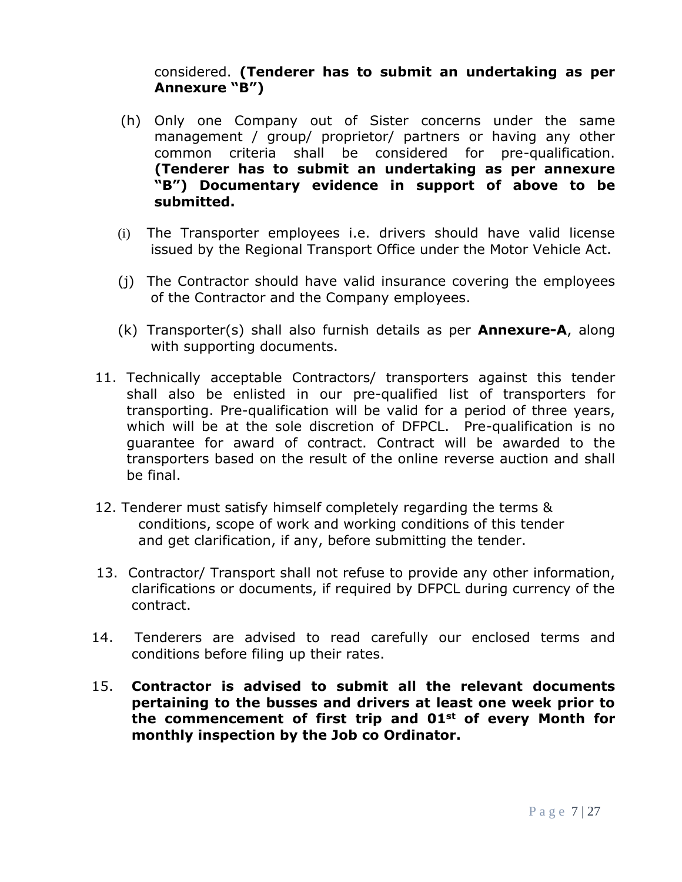considered. **(Tenderer has to submit an undertaking as per Annexure "B")**

(h) Only one Company out of Sister concerns under the same management / group/ proprietor/ partners or having any other common criteria shall be considered for pre-qualification. **(Tenderer has to submit an undertaking as per annexure "B") Documentary evidence in support of above to be submitted.**

(i) The Transporter employees i.e. drivers should have valid license issued by the Regional Transport Office under the Motor Vehicle Act.

(j) The Contractor should have valid insurance covering the employees of the Contractor and the Company employees.

(k) Transporter(s) shall also furnish details as per **Annexure-A**, along with supporting documents.

11. Technically acceptable Contractors/ transporters against this tender shall also be enlisted in our pre-qualified list of transporters for transporting. Pre-qualification will be valid for a period of three years, which will be at the sole discretion of DFPCL. Pre-qualification is no guarantee for award of contract. Contract will be awarded to the transporters based on the result of the online reverse auction and shall be final.

12. Tenderer must satisfy himself completely regarding the terms & conditions, scope of work and working conditions of this tender and get clarification, if any, before submitting the tender.

13. Contractor/ Transport shall not refuse to provide any other information, clarifications or documents, if required by DFPCL during currency of the contract.

14. Tenderers are advised to read carefully our enclosed terms and conditions before filing up their rates.

15. **Contractor is advised to submit all the relevant documents pertaining to the busses and drivers at least one week prior to the commencement of first trip and 01st of every Month for monthly inspection by the Job co Ordinator.**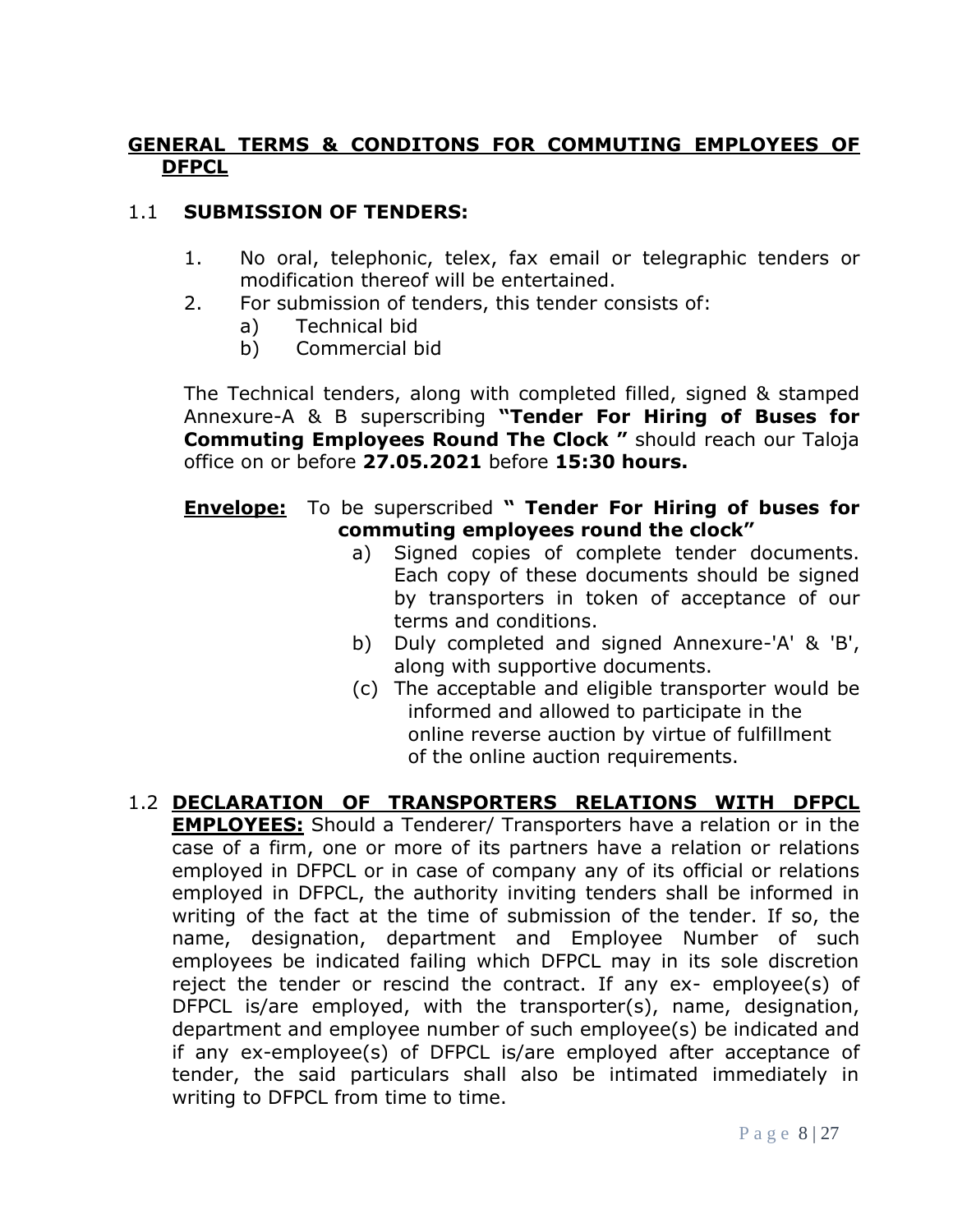## GENERAL TERMS & CONDITONS FOR COMMUTING EMPLOYEES OF DFPCL

### 1.1 SUBMISSION OF TENDERS:

1. No oral, telephonic, telex, fax email or telegraphic tenders or modification thereof will be entertained.
2. For submission of tenders, this tender consists of:
   a) Technical bid
   b) Commercial bid

The Technical tenders, along with completed filled, signed & stamped Annexure-A & B superscribing **"Tender For Hiring of Buses for Commuting Employees Round The Clock "** should reach our Taloja office on or before **27.05.2021** before **15:30 hours.**

**Envelope:** To be superscribed **" Tender For Hiring of buses for commuting employees round the clock"**

a) Signed copies of complete tender documents. Each copy of these documents should be signed by transporters in token of acceptance of our terms and conditions.
b) Duly completed and signed Annexure-'A' & 'B', along with supportive documents.
(c) The acceptable and eligible transporter would be informed and allowed to participate in the online reverse auction by virtue of fulfillment of the online auction requirements.

### 1.2 DECLARATION OF TRANSPORTERS RELATIONS WITH DFPCL EMPLOYEES:

Should a Tenderer/ Transporters have a relation or in the case of a firm, one or more of its partners have a relation or relations employed in DFPCL or in case of company any of its official or relations employed in DFPCL, the authority inviting tenders shall be informed in writing of the fact at the time of submission of the tender. If so, the name, designation, department and Employee Number of such employees be indicated failing which DFPCL may in its sole discretion reject the tender or rescind the contract. If any ex- employee(s) of DFPCL is/are employed, with the transporter(s), name, designation, department and employee number of such employee(s) be indicated and if any ex-employee(s) of DFPCL is/are employed after acceptance of tender, the said particulars shall also be intimated immediately in writing to DFPCL from time to time.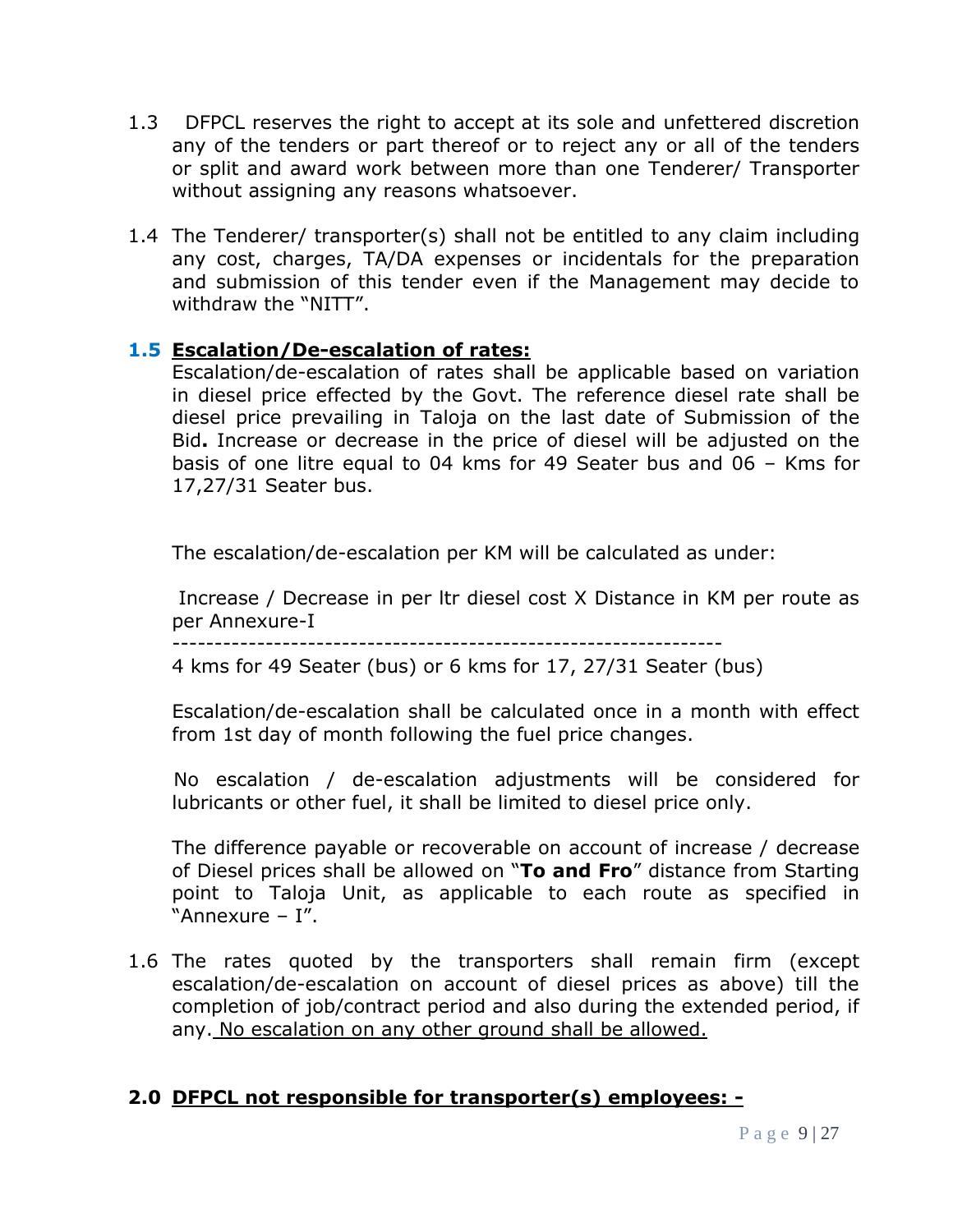1.3 DFPCL reserves the right to accept at its sole and unfettered discretion any of the tenders or part thereof or to reject any or all of the tenders or split and award work between more than one Tenderer/ Transporter without assigning any reasons whatsoever.

1.4 The Tenderer/ transporter(s) shall not be entitled to any claim including any cost, charges, TA/DA expenses or incidentals for the preparation and submission of this tender even if the Management may decide to withdraw the "NITT".

**1.5 <u>Escalation/De-escalation of rates:</u>**

Escalation/de-escalation of rates shall be applicable based on variation in diesel price effected by the Govt. The reference diesel rate shall be diesel price prevailing in Taloja on the last date of Submission of the Bid**.** Increase or decrease in the price of diesel will be adjusted on the basis of one litre equal to 04 kms for 49 Seater bus and 06 – Kms for 17,27/31 Seater bus.

The escalation/de-escalation per KM will be calculated as under:

$$\frac{\text{Increase / Decrease in per ltr diesel cost X Distance in KM per route as per Annexure-I}}{\text{4 kms for 49 Seater (bus) or 6 kms for 17, 27/31 Seater (bus)}}$$

Escalation/de-escalation shall be calculated once in a month with effect from 1st day of month following the fuel price changes.

No escalation / de-escalation adjustments will be considered for lubricants or other fuel, it shall be limited to diesel price only.

The difference payable or recoverable on account of increase / decrease of Diesel prices shall be allowed on "**To and Fro**" distance from Starting point to Taloja Unit, as applicable to each route as specified in "Annexure – I".

1.6 The rates quoted by the transporters shall remain firm (except escalation/de-escalation on account of diesel prices as above) till the completion of job/contract period and also during the extended period, if any. <u>No escalation on any other ground shall be allowed.</u>

## **2.0 <u>DFPCL not responsible for transporter(s) employees: -</u>**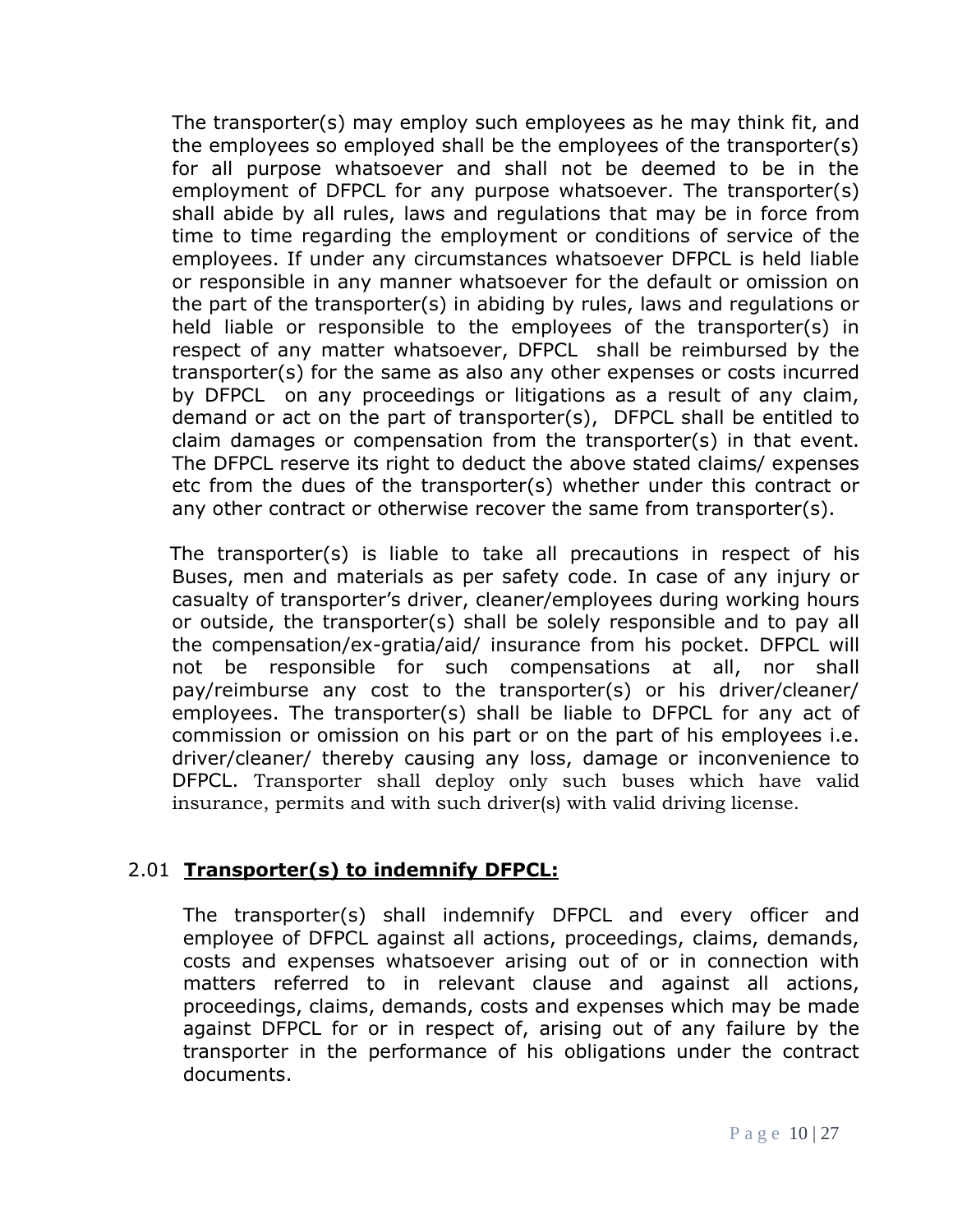The transporter(s) may employ such employees as he may think fit, and the employees so employed shall be the employees of the transporter(s) for all purpose whatsoever and shall not be deemed to be in the employment of DFPCL for any purpose whatsoever. The transporter(s) shall abide by all rules, laws and regulations that may be in force from time to time regarding the employment or conditions of service of the employees. If under any circumstances whatsoever DFPCL is held liable or responsible in any manner whatsoever for the default or omission on the part of the transporter(s) in abiding by rules, laws and regulations or held liable or responsible to the employees of the transporter(s) in respect of any matter whatsoever, DFPCL shall be reimbursed by the transporter(s) for the same as also any other expenses or costs incurred by DFPCL on any proceedings or litigations as a result of any claim, demand or act on the part of transporter(s), DFPCL shall be entitled to claim damages or compensation from the transporter(s) in that event. The DFPCL reserve its right to deduct the above stated claims/ expenses etc from the dues of the transporter(s) whether under this contract or any other contract or otherwise recover the same from transporter(s).

The transporter(s) is liable to take all precautions in respect of his Buses, men and materials as per safety code. In case of any injury or casualty of transporter's driver, cleaner/employees during working hours or outside, the transporter(s) shall be solely responsible and to pay all the compensation/ex-gratia/aid/ insurance from his pocket. DFPCL will not be responsible for such compensations at all, nor shall pay/reimburse any cost to the transporter(s) or his driver/cleaner/ employees. The transporter(s) shall be liable to DFPCL for any act of commission or omission on his part or on the part of his employees i.e. driver/cleaner/ thereby causing any loss, damage or inconvenience to DFPCL. Transporter shall deploy only such buses which have valid insurance, permits and with such driver(s) with valid driving license.

## 2.01 **Transporter(s) to indemnify DFPCL:**

The transporter(s) shall indemnify DFPCL and every officer and employee of DFPCL against all actions, proceedings, claims, demands, costs and expenses whatsoever arising out of or in connection with matters referred to in relevant clause and against all actions, proceedings, claims, demands, costs and expenses which may be made against DFPCL for or in respect of, arising out of any failure by the transporter in the performance of his obligations under the contract documents.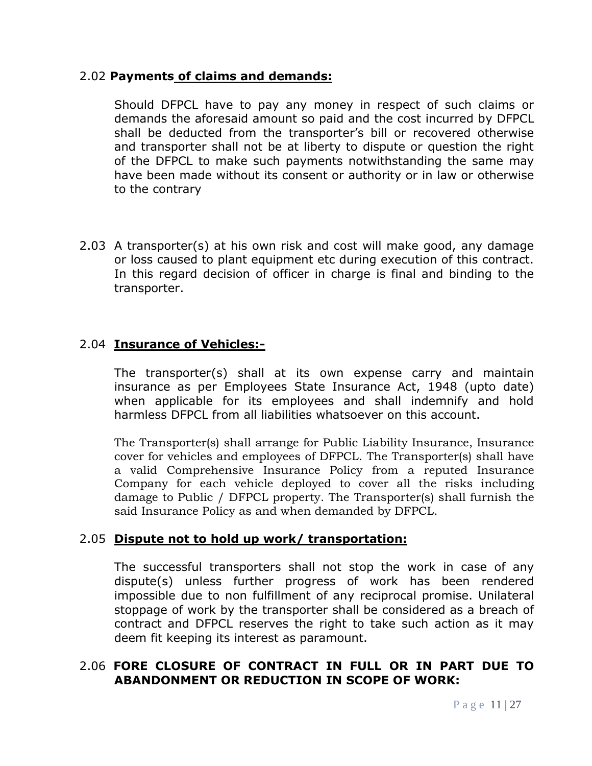2.02 **Payments of claims and demands:**

Should DFPCL have to pay any money in respect of such claims or demands the aforesaid amount so paid and the cost incurred by DFPCL shall be deducted from the transporter's bill or recovered otherwise and transporter shall not be at liberty to dispute or question the right of the DFPCL to make such payments notwithstanding the same may have been made without its consent or authority or in law or otherwise to the contrary

2.03 A transporter(s) at his own risk and cost will make good, any damage or loss caused to plant equipment etc during execution of this contract. In this regard decision of officer in charge is final and binding to the transporter.

2.04 **Insurance of Vehicles:-**

The transporter(s) shall at its own expense carry and maintain insurance as per Employees State Insurance Act, 1948 (upto date) when applicable for its employees and shall indemnify and hold harmless DFPCL from all liabilities whatsoever on this account.

The Transporter(s) shall arrange for Public Liability Insurance, Insurance cover for vehicles and employees of DFPCL. The Transporter(s) shall have a valid Comprehensive Insurance Policy from a reputed Insurance Company for each vehicle deployed to cover all the risks including damage to Public / DFPCL property. The Transporter(s) shall furnish the said Insurance Policy as and when demanded by DFPCL.

2.05 **Dispute not to hold up work/ transportation:**

The successful transporters shall not stop the work in case of any dispute(s) unless further progress of work has been rendered impossible due to non fulfillment of any reciprocal promise. Unilateral stoppage of work by the transporter shall be considered as a breach of contract and DFPCL reserves the right to take such action as it may deem fit keeping its interest as paramount.

2.06 **FORE CLOSURE OF CONTRACT IN FULL OR IN PART DUE TO ABANDONMENT OR REDUCTION IN SCOPE OF WORK:**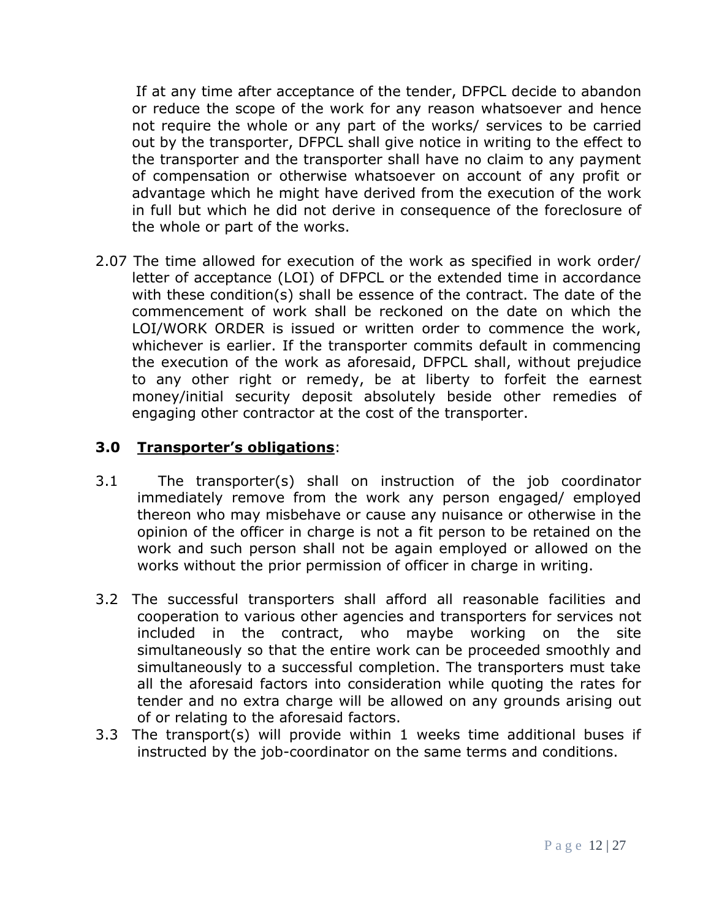If at any time after acceptance of the tender, DFPCL decide to abandon or reduce the scope of the work for any reason whatsoever and hence not require the whole or any part of the works/ services to be carried out by the transporter, DFPCL shall give notice in writing to the effect to the transporter and the transporter shall have no claim to any payment of compensation or otherwise whatsoever on account of any profit or advantage which he might have derived from the execution of the work in full but which he did not derive in consequence of the foreclosure of the whole or part of the works.

2.07 The time allowed for execution of the work as specified in work order/ letter of acceptance (LOI) of DFPCL or the extended time in accordance with these condition(s) shall be essence of the contract. The date of the commencement of work shall be reckoned on the date on which the LOI/WORK ORDER is issued or written order to commence the work, whichever is earlier. If the transporter commits default in commencing the execution of the work as aforesaid, DFPCL shall, without prejudice to any other right or remedy, be at liberty to forfeit the earnest money/initial security deposit absolutely beside other remedies of engaging other contractor at the cost of the transporter.

## 3.0 <u>Transporter's obligations</u>:

3.1 The transporter(s) shall on instruction of the job coordinator immediately remove from the work any person engaged/ employed thereon who may misbehave or cause any nuisance or otherwise in the opinion of the officer in charge is not a fit person to be retained on the work and such person shall not be again employed or allowed on the works without the prior permission of officer in charge in writing.

3.2 The successful transporters shall afford all reasonable facilities and cooperation to various other agencies and transporters for services not included in the contract, who maybe working on the site simultaneously so that the entire work can be proceeded smoothly and simultaneously to a successful completion. The transporters must take all the aforesaid factors into consideration while quoting the rates for tender and no extra charge will be allowed on any grounds arising out of or relating to the aforesaid factors.

3.3 The transport(s) will provide within 1 weeks time additional buses if instructed by the job-coordinator on the same terms and conditions.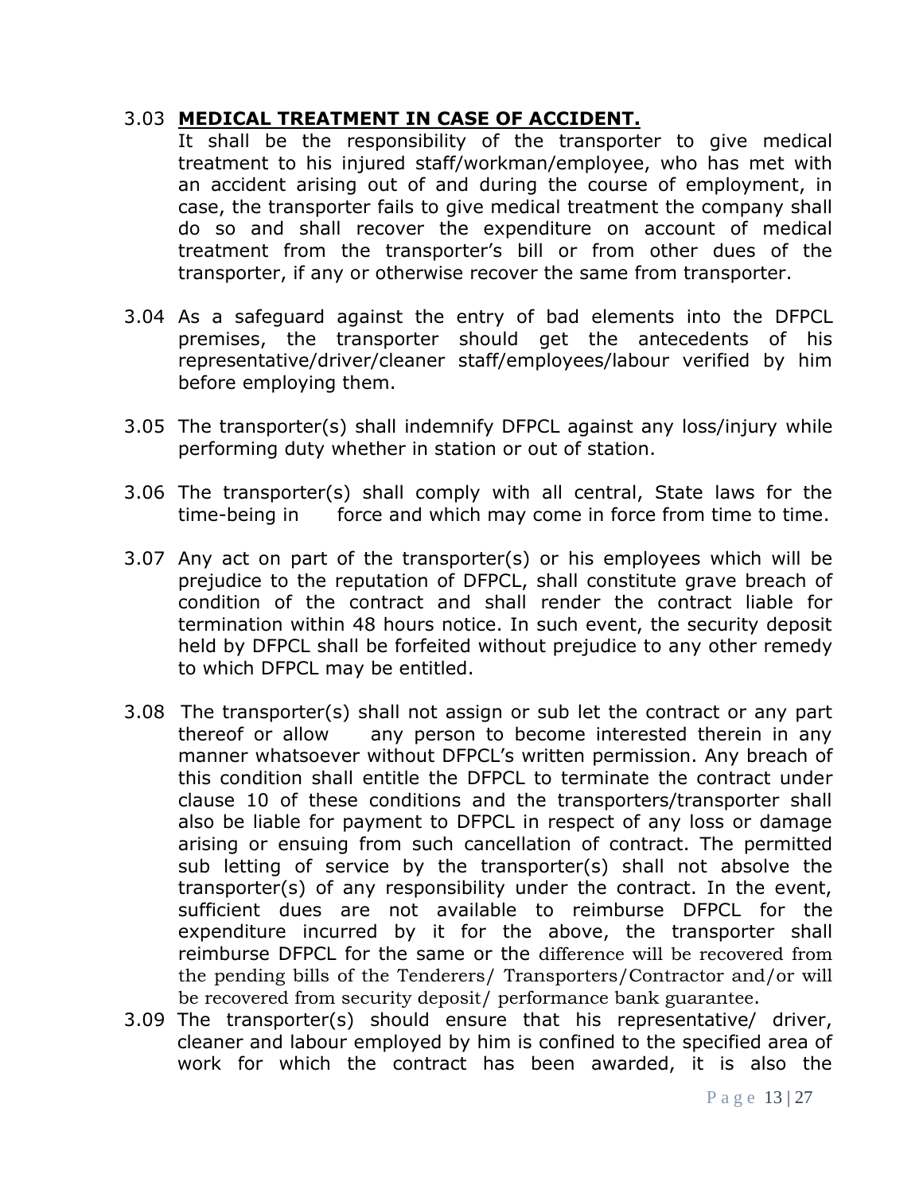3.03 **MEDICAL TREATMENT IN CASE OF ACCIDENT.**

It shall be the responsibility of the transporter to give medical treatment to his injured staff/workman/employee, who has met with an accident arising out of and during the course of employment, in case, the transporter fails to give medical treatment the company shall do so and shall recover the expenditure on account of medical treatment from the transporter's bill or from other dues of the transporter, if any or otherwise recover the same from transporter.

3.04 As a safeguard against the entry of bad elements into the DFPCL premises, the transporter should get the antecedents of his representative/driver/cleaner staff/employees/labour verified by him before employing them.

3.05 The transporter(s) shall indemnify DFPCL against any loss/injury while performing duty whether in station or out of station.

3.06 The transporter(s) shall comply with all central, State laws for the time-being in force and which may come in force from time to time.

3.07 Any act on part of the transporter(s) or his employees which will be prejudice to the reputation of DFPCL, shall constitute grave breach of condition of the contract and shall render the contract liable for termination within 48 hours notice. In such event, the security deposit held by DFPCL shall be forfeited without prejudice to any other remedy to which DFPCL may be entitled.

3.08 The transporter(s) shall not assign or sub let the contract or any part thereof or allow any person to become interested therein in any manner whatsoever without DFPCL's written permission. Any breach of this condition shall entitle the DFPCL to terminate the contract under clause 10 of these conditions and the transporters/transporter shall also be liable for payment to DFPCL in respect of any loss or damage arising or ensuing from such cancellation of contract. The permitted sub letting of service by the transporter(s) shall not absolve the transporter(s) of any responsibility under the contract. In the event, sufficient dues are not available to reimburse DFPCL for the expenditure incurred by it for the above, the transporter shall reimburse DFPCL for the same or the difference will be recovered from the pending bills of the Tenderers/ Transporters/Contractor and/or will be recovered from security deposit/ performance bank guarantee.

3.09 The transporter(s) should ensure that his representative/ driver, cleaner and labour employed by him is confined to the specified area of work for which the contract has been awarded, it is also the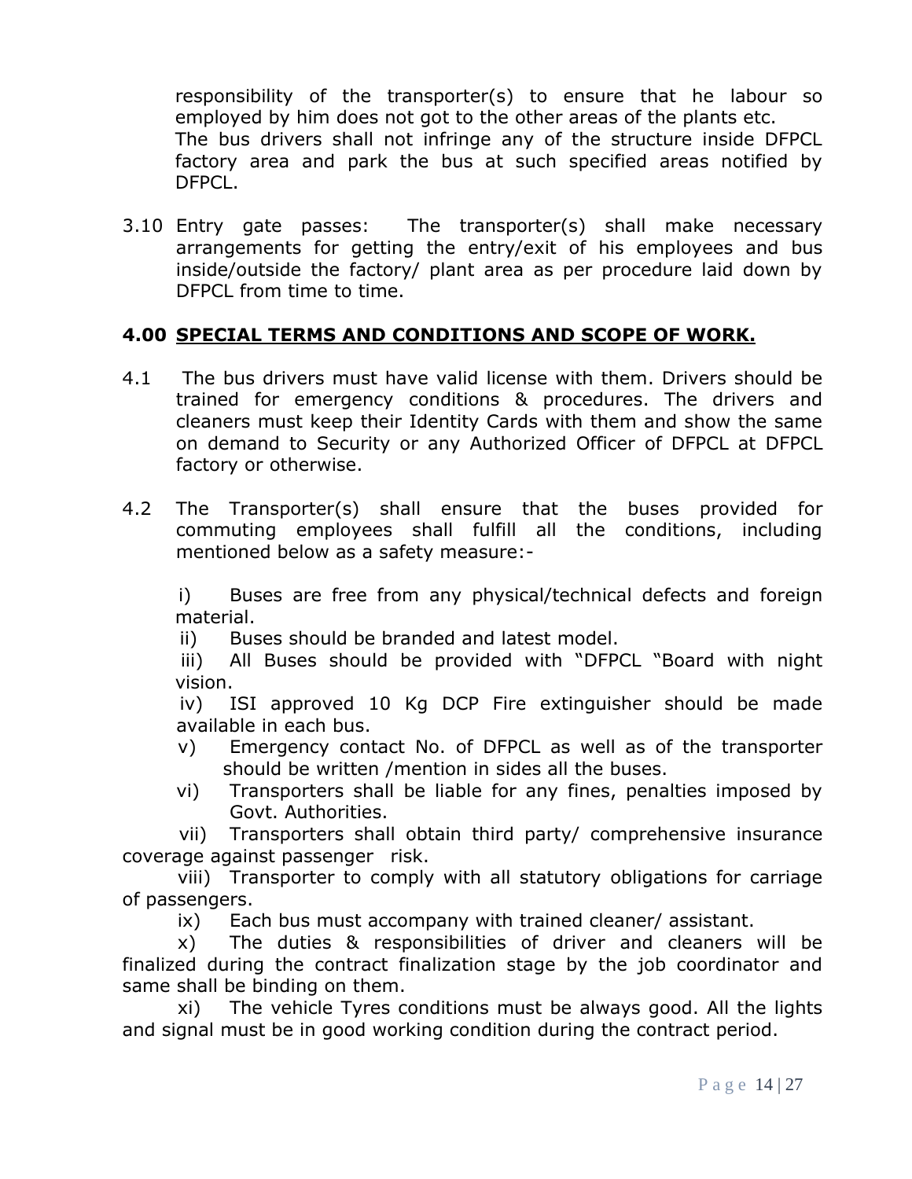responsibility of the transporter(s) to ensure that he labour so employed by him does not got to the other areas of the plants etc. The bus drivers shall not infringe any of the structure inside DFPCL factory area and park the bus at such specified areas notified by DFPCL.

3.10 Entry gate passes: The transporter(s) shall make necessary arrangements for getting the entry/exit of his employees and bus inside/outside the factory/ plant area as per procedure laid down by DFPCL from time to time.

## 4.00 SPECIAL TERMS AND CONDITIONS AND SCOPE OF WORK.

4.1 The bus drivers must have valid license with them. Drivers should be trained for emergency conditions & procedures. The drivers and cleaners must keep their Identity Cards with them and show the same on demand to Security or any Authorized Officer of DFPCL at DFPCL factory or otherwise.

4.2 The Transporter(s) shall ensure that the buses provided for commuting employees shall fulfill all the conditions, including mentioned below as a safety measure:-

i) Buses are free from any physical/technical defects and foreign material.

ii) Buses should be branded and latest model.

iii) All Buses should be provided with "DFPCL "Board with night vision.

iv) ISI approved 10 Kg DCP Fire extinguisher should be made available in each bus.

v) Emergency contact No. of DFPCL as well as of the transporter should be written /mention in sides all the buses.

vi) Transporters shall be liable for any fines, penalties imposed by Govt. Authorities.

vii) Transporters shall obtain third party/ comprehensive insurance coverage against passenger risk.

viii) Transporter to comply with all statutory obligations for carriage of passengers.

ix) Each bus must accompany with trained cleaner/ assistant.

x) The duties & responsibilities of driver and cleaners will be finalized during the contract finalization stage by the job coordinator and same shall be binding on them.

xi) The vehicle Tyres conditions must be always good. All the lights and signal must be in good working condition during the contract period.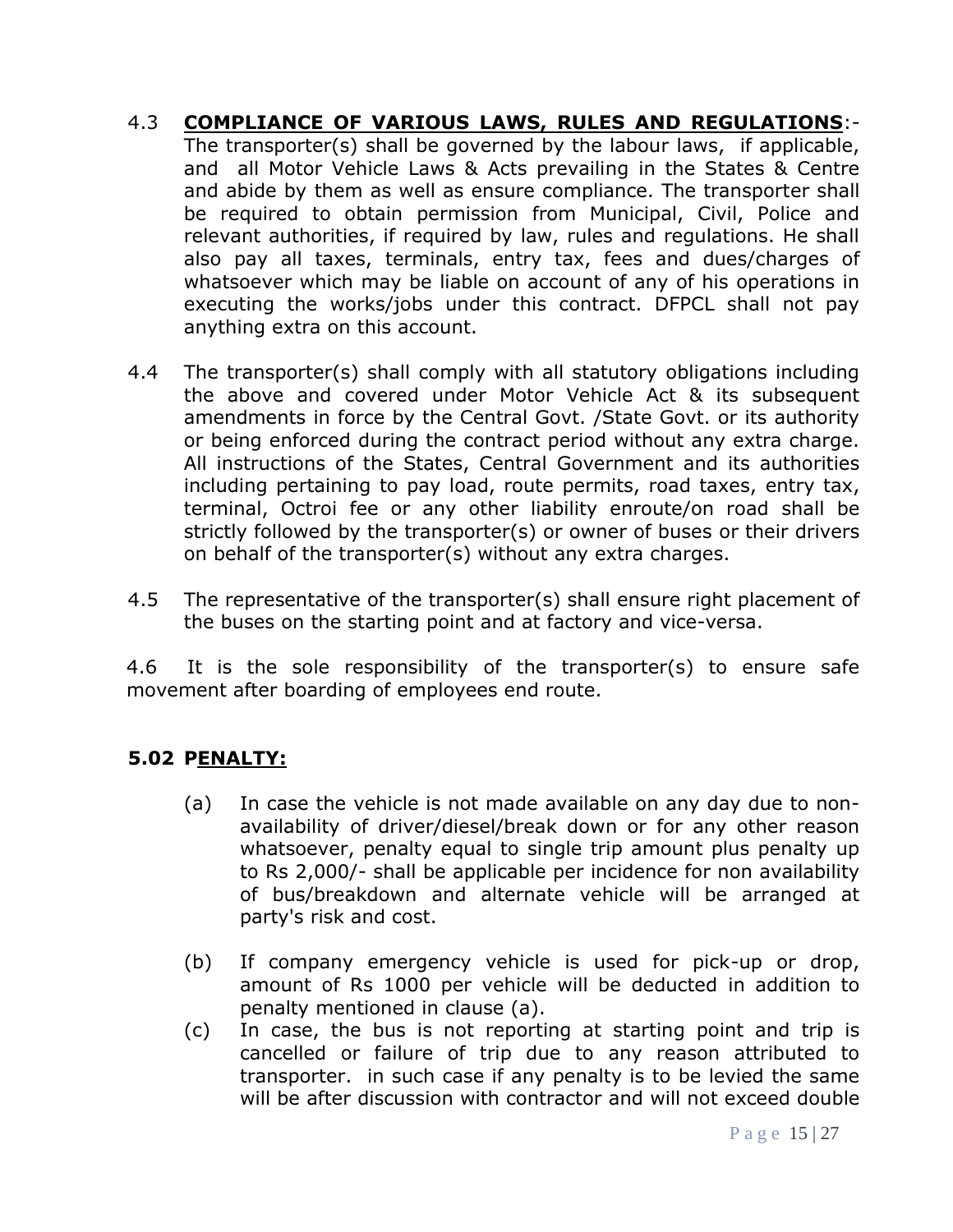4.3 **COMPLIANCE OF VARIOUS LAWS, RULES AND REGULATIONS**:- The transporter(s) shall be governed by the labour laws, if applicable, and all Motor Vehicle Laws & Acts prevailing in the States & Centre and abide by them as well as ensure compliance. The transporter shall be required to obtain permission from Municipal, Civil, Police and relevant authorities, if required by law, rules and regulations. He shall also pay all taxes, terminals, entry tax, fees and dues/charges of whatsoever which may be liable on account of any of his operations in executing the works/jobs under this contract. DFPCL shall not pay anything extra on this account.

4.4 The transporter(s) shall comply with all statutory obligations including the above and covered under Motor Vehicle Act & its subsequent amendments in force by the Central Govt. /State Govt. or its authority or being enforced during the contract period without any extra charge. All instructions of the States, Central Government and its authorities including pertaining to pay load, route permits, road taxes, entry tax, terminal, Octroi fee or any other liability enroute/on road shall be strictly followed by the transporter(s) or owner of buses or their drivers on behalf of the transporter(s) without any extra charges.

4.5 The representative of the transporter(s) shall ensure right placement of the buses on the starting point and at factory and vice-versa.

4.6 It is the sole responsibility of the transporter(s) to ensure safe movement after boarding of employees end route.

**5.02 PENALTY:**

(a) In case the vehicle is not made available on any day due to non-availability of driver/diesel/break down or for any other reason whatsoever, penalty equal to single trip amount plus penalty up to Rs 2,000/- shall be applicable per incidence for non availability of bus/breakdown and alternate vehicle will be arranged at party's risk and cost.

(b) If company emergency vehicle is used for pick-up or drop, amount of Rs 1000 per vehicle will be deducted in addition to penalty mentioned in clause (a).

(c) In case, the bus is not reporting at starting point and trip is cancelled or failure of trip due to any reason attributed to transporter. in such case if any penalty is to be levied the same will be after discussion with contractor and will not exceed double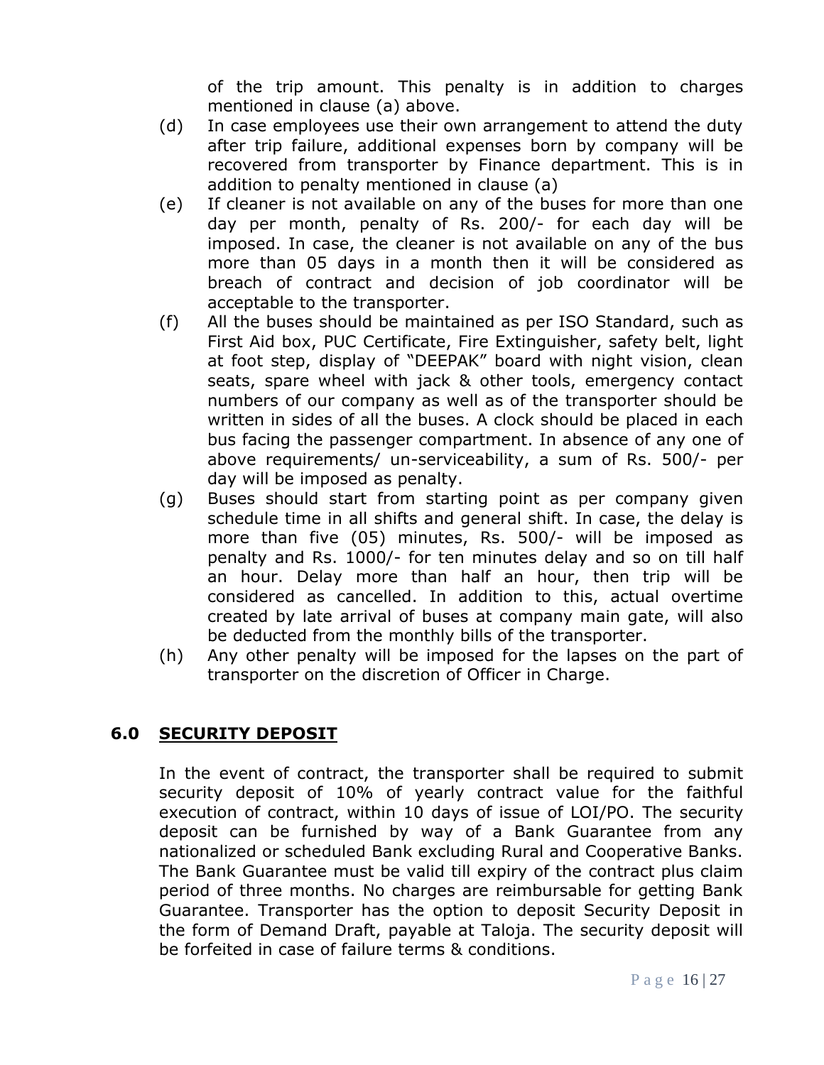of the trip amount. This penalty is in addition to charges mentioned in clause (a) above.

(d) In case employees use their own arrangement to attend the duty after trip failure, additional expenses born by company will be recovered from transporter by Finance department. This is in addition to penalty mentioned in clause (a)

(e) If cleaner is not available on any of the buses for more than one day per month, penalty of Rs. 200/- for each day will be imposed. In case, the cleaner is not available on any of the bus more than 05 days in a month then it will be considered as breach of contract and decision of job coordinator will be acceptable to the transporter.

(f) All the buses should be maintained as per ISO Standard, such as First Aid box, PUC Certificate, Fire Extinguisher, safety belt, light at foot step, display of "DEEPAK" board with night vision, clean seats, spare wheel with jack & other tools, emergency contact numbers of our company as well as of the transporter should be written in sides of all the buses. A clock should be placed in each bus facing the passenger compartment. In absence of any one of above requirements/ un-serviceability, a sum of Rs. 500/- per day will be imposed as penalty.

(g) Buses should start from starting point as per company given schedule time in all shifts and general shift. In case, the delay is more than five (05) minutes, Rs. 500/- will be imposed as penalty and Rs. 1000/- for ten minutes delay and so on till half an hour. Delay more than half an hour, then trip will be considered as cancelled. In addition to this, actual overtime created by late arrival of buses at company main gate, will also be deducted from the monthly bills of the transporter.

(h) Any other penalty will be imposed for the lapses on the part of transporter on the discretion of Officer in Charge.

## 6.0 SECURITY DEPOSIT

In the event of contract, the transporter shall be required to submit security deposit of 10% of yearly contract value for the faithful execution of contract, within 10 days of issue of LOI/PO. The security deposit can be furnished by way of a Bank Guarantee from any nationalized or scheduled Bank excluding Rural and Cooperative Banks. The Bank Guarantee must be valid till expiry of the contract plus claim period of three months. No charges are reimbursable for getting Bank Guarantee. Transporter has the option to deposit Security Deposit in the form of Demand Draft, payable at Taloja. The security deposit will be forfeited in case of failure terms & conditions.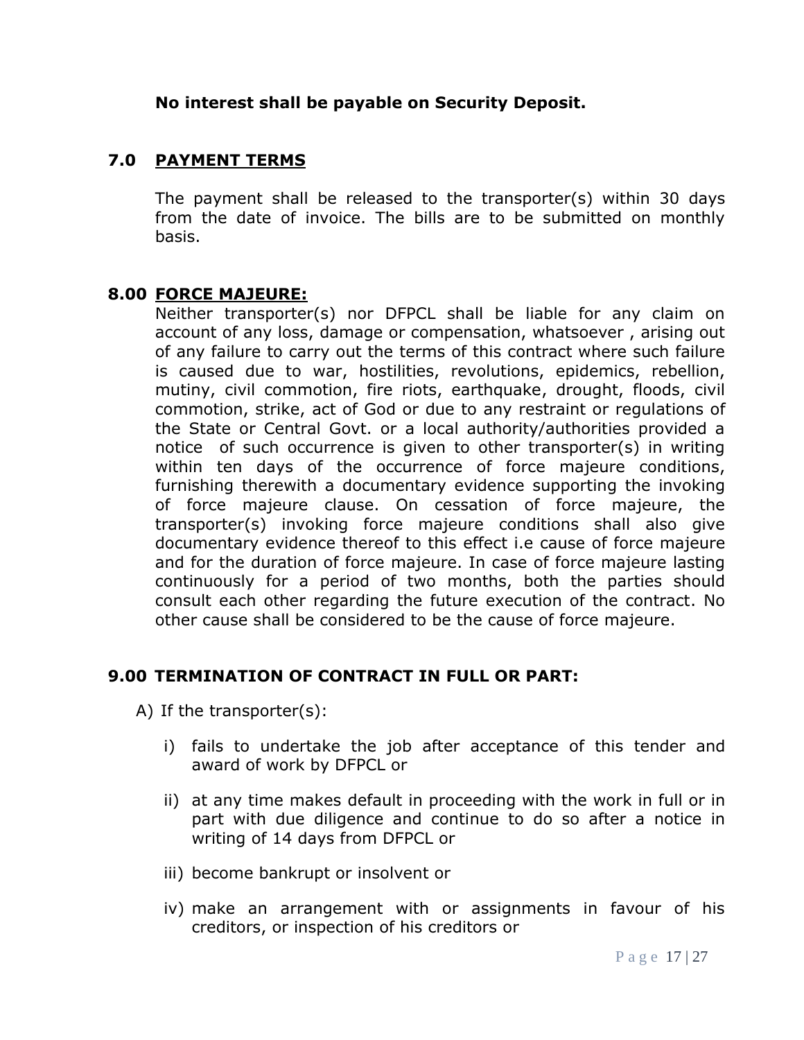**No interest shall be payable on Security Deposit.**

## 7.0 PAYMENT TERMS

The payment shall be released to the transporter(s) within 30 days from the date of invoice. The bills are to be submitted on monthly basis.

## 8.00 FORCE MAJEURE:

Neither transporter(s) nor DFPCL shall be liable for any claim on account of any loss, damage or compensation, whatsoever , arising out of any failure to carry out the terms of this contract where such failure is caused due to war, hostilities, revolutions, epidemics, rebellion, mutiny, civil commotion, fire riots, earthquake, drought, floods, civil commotion, strike, act of God or due to any restraint or regulations of the State or Central Govt. or a local authority/authorities provided a notice of such occurrence is given to other transporter(s) in writing within ten days of the occurrence of force majeure conditions, furnishing therewith a documentary evidence supporting the invoking of force majeure clause. On cessation of force majeure, the transporter(s) invoking force majeure conditions shall also give documentary evidence thereof to this effect i.e cause of force majeure and for the duration of force majeure. In case of force majeure lasting continuously for a period of two months, both the parties should consult each other regarding the future execution of the contract. No other cause shall be considered to be the cause of force majeure.

## 9.00 TERMINATION OF CONTRACT IN FULL OR PART:

A) If the transporter(s):

i) fails to undertake the job after acceptance of this tender and award of work by DFPCL or

ii) at any time makes default in proceeding with the work in full or in part with due diligence and continue to do so after a notice in writing of 14 days from DFPCL or

iii) become bankrupt or insolvent or

iv) make an arrangement with or assignments in favour of his creditors, or inspection of his creditors or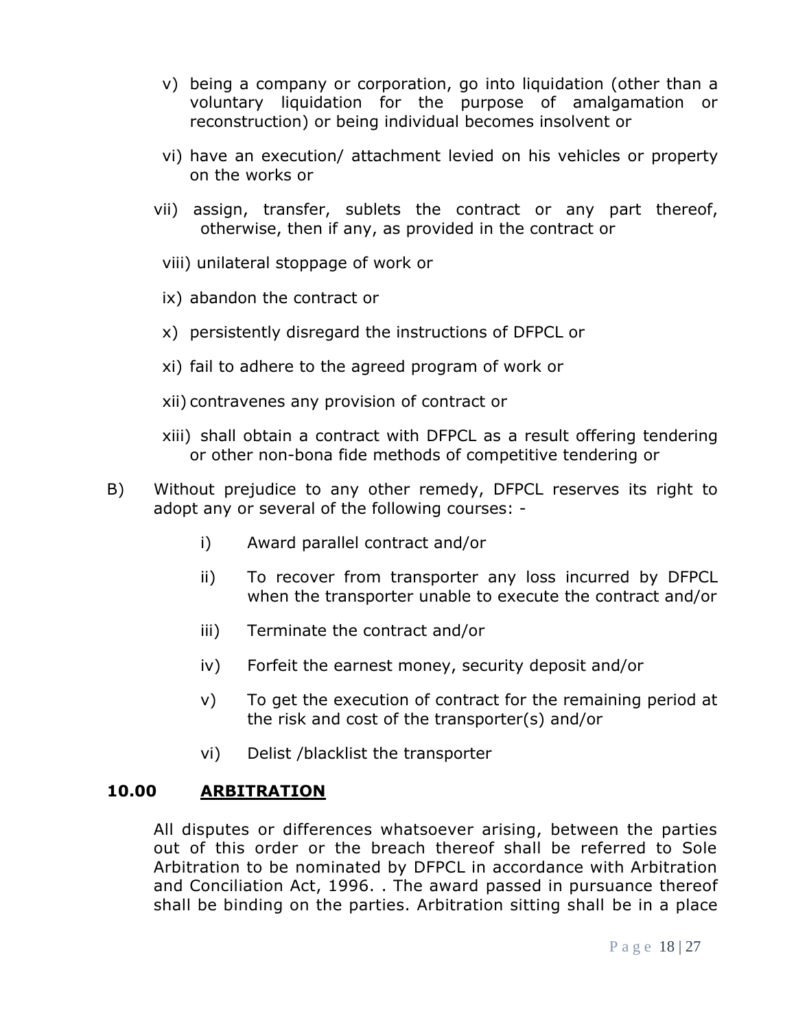v) being a company or corporation, go into liquidation (other than a voluntary liquidation for the purpose of amalgamation or reconstruction) or being individual becomes insolvent or

vi) have an execution/ attachment levied on his vehicles or property on the works or

vii) assign, transfer, sublets the contract or any part thereof, otherwise, then if any, as provided in the contract or

viii) unilateral stoppage of work or

ix) abandon the contract or

x) persistently disregard the instructions of DFPCL or

xi) fail to adhere to the agreed program of work or

xii) contravenes any provision of contract or

xiii) shall obtain a contract with DFPCL as a result offering tendering or other non-bona fide methods of competitive tendering or

B) Without prejudice to any other remedy, DFPCL reserves its right to adopt any or several of the following courses: -

i) Award parallel contract and/or

ii) To recover from transporter any loss incurred by DFPCL when the transporter unable to execute the contract and/or

iii) Terminate the contract and/or

iv) Forfeit the earnest money, security deposit and/or

v) To get the execution of contract for the remaining period at the risk and cost of the transporter(s) and/or

vi) Delist /blacklist the transporter

## 10.00 <u>ARBITRATION</u>

All disputes or differences whatsoever arising, between the parties out of this order or the breach thereof shall be referred to Sole Arbitration to be nominated by DFPCL in accordance with Arbitration and Conciliation Act, 1996. . The award passed in pursuance thereof shall be binding on the parties. Arbitration sitting shall be in a place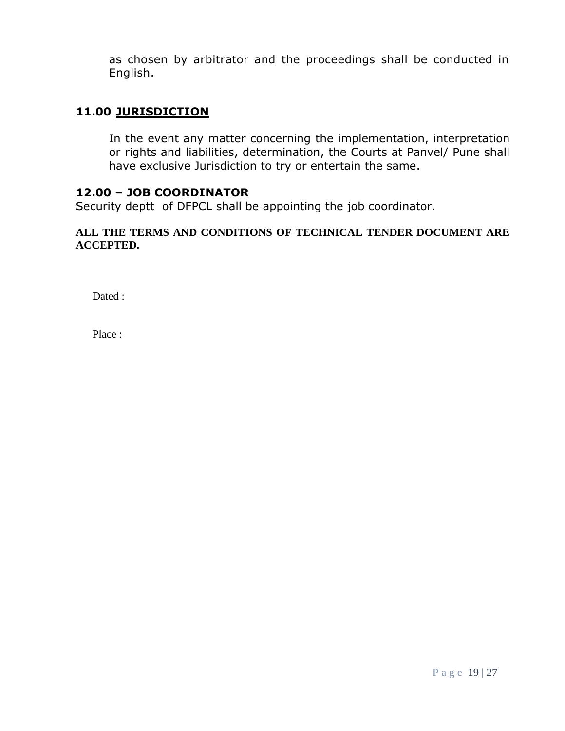as chosen by arbitrator and the proceedings shall be conducted in English.

## 11.00 <u>JURISDICTION</u>

In the event any matter concerning the implementation, interpretation or rights and liabilities, determination, the Courts at Panvel/ Pune shall have exclusive Jurisdiction to try or entertain the same.

## 12.00 – JOB COORDINATOR

Security deptt of DFPCL shall be appointing the job coordinator.

**ALL THE TERMS AND CONDITIONS OF TECHNICAL TENDER DOCUMENT ARE ACCEPTED.**

Dated :

Place :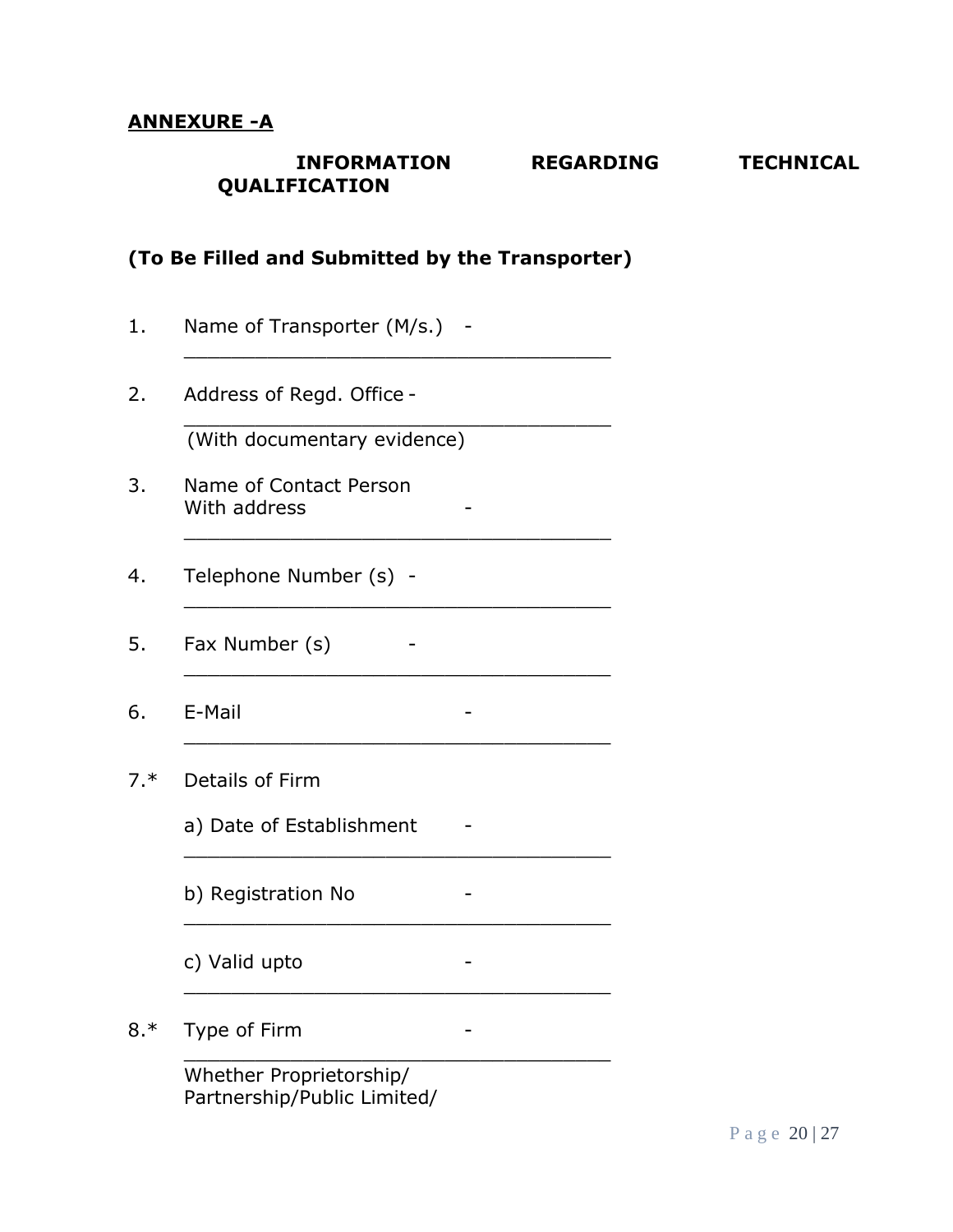**ANNEXURE -A**

## INFORMATION REGARDING TECHNICAL QUALIFICATION

**(To Be Filled and Submitted by the Transporter)**

1. Name of Transporter (M/s.) - ____________________________________

2. Address of Regd. Office - ____________________________________
   (With documentary evidence)

3. Name of Contact Person With address - ____________________________________

4. Telephone Number (s) - ____________________________________

5. Fax Number (s) - ____________________________________

6. E-Mail - ____________________________________

7.* Details of Firm

   a) Date of Establishment - ____________________________________

   b) Registration No - ____________________________________

   c) Valid upto - ____________________________________

8.* Type of Firm - ____________________________________
   Whether Proprietorship/ Partnership/Public Limited/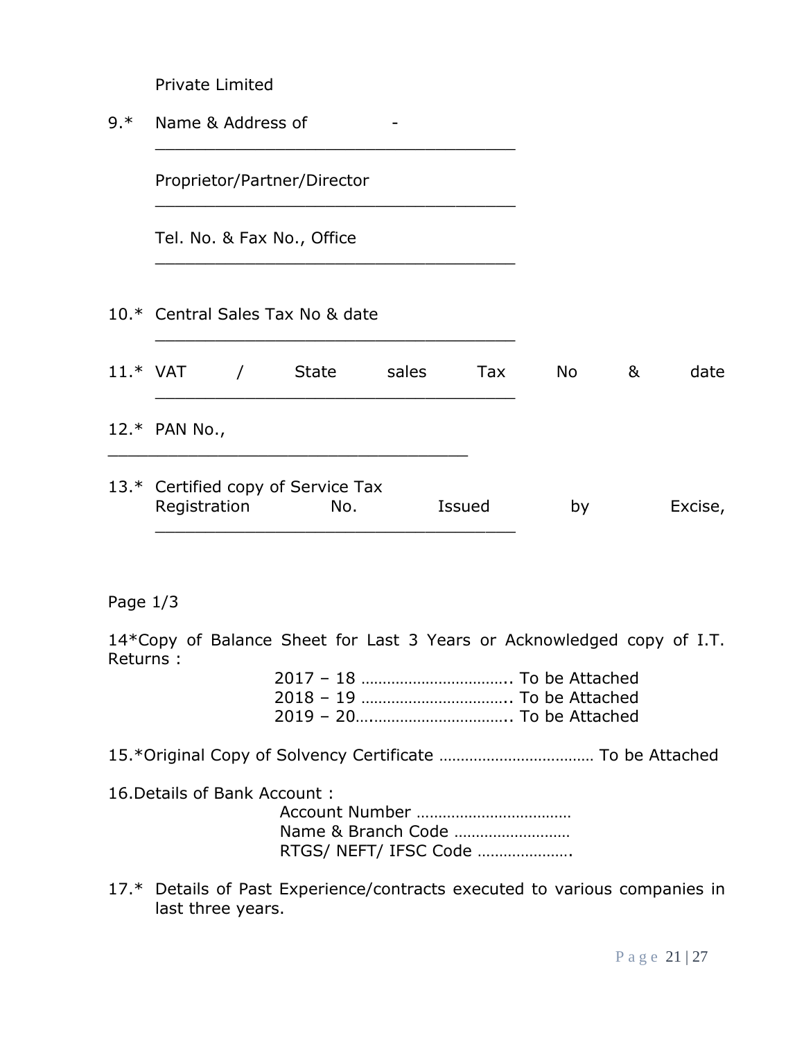Private Limited

9.* Name & Address of -

\_\_\_\_\_\_\_\_\_\_\_\_\_\_\_\_\_\_\_\_\_\_\_\_\_\_\_\_\_\_\_\_\_\_\_\_\_\_\_\_

Proprietor/Partner/Director

\_\_\_\_\_\_\_\_\_\_\_\_\_\_\_\_\_\_\_\_\_\_\_\_\_\_\_\_\_\_\_\_\_\_\_\_\_\_\_\_

Tel. No. & Fax No., Office

\_\_\_\_\_\_\_\_\_\_\_\_\_\_\_\_\_\_\_\_\_\_\_\_\_\_\_\_\_\_\_\_\_\_\_\_\_\_\_\_

10.* Central Sales Tax No & date

\_\_\_\_\_\_\_\_\_\_\_\_\_\_\_\_\_\_\_\_\_\_\_\_\_\_\_\_\_\_\_\_\_\_\_\_\_\_\_\_

11.* VAT / State sales Tax No & date

\_\_\_\_\_\_\_\_\_\_\_\_\_\_\_\_\_\_\_\_\_\_\_\_\_\_\_\_\_\_\_\_\_\_\_\_\_\_\_\_

12.* PAN No.,

\_\_\_\_\_\_\_\_\_\_\_\_\_\_\_\_\_\_\_\_\_\_\_\_\_\_\_\_\_\_\_\_\_\_\_\_\_\_\_\_

13.* Certified copy of Service Tax Registration No. Issued by Excise,

\_\_\_\_\_\_\_\_\_\_\_\_\_\_\_\_\_\_\_\_\_\_\_\_\_\_\_\_\_\_\_\_\_\_\_\_\_\_\_\_

Page 1/3

14*Copy of Balance Sheet for Last 3 Years or Acknowledged copy of I.T. Returns :

2017 – 18 …………………………….. To be Attached
2018 – 19 …………………………….. To be Attached
2019 – 20….………………………….. To be Attached

15.*Original Copy of Solvency Certificate ……………………………… To be Attached

16.Details of Bank Account :

Account Number ………………………………
Name & Branch Code ………………………
RTGS/ NEFT/ IFSC Code ………………….

17.* Details of Past Experience/contracts executed to various companies in last three years.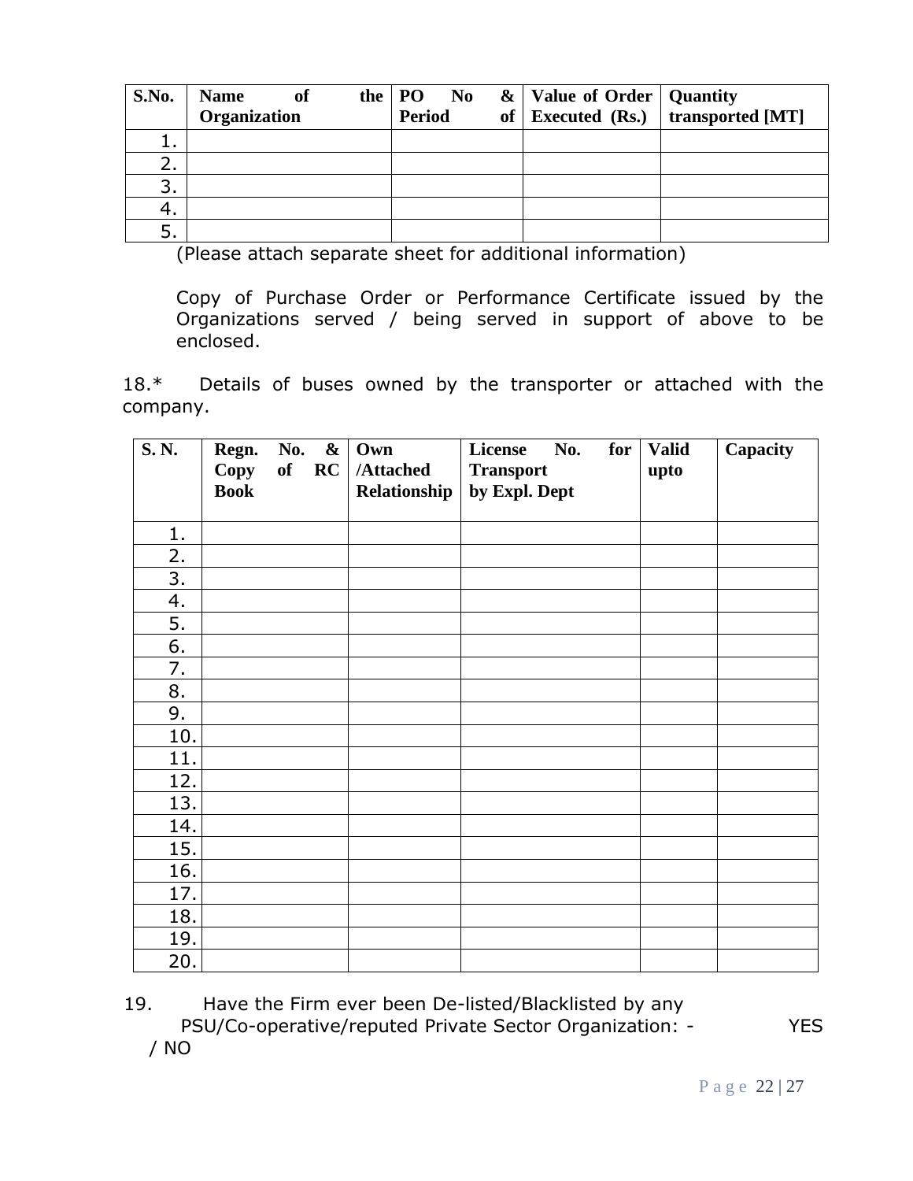| S.No. | Name of the Organization | PO No & Period of | Value of Order Executed (Rs.) | Quantity transported [MT] |
|---|---|---|---|---|
| 1. | | | | |
| 2. | | | | |
| 3. | | | | |
| 4. | | | | |
| 5. | | | | |

(Please attach separate sheet for additional information)

Copy of Purchase Order or Performance Certificate issued by the Organizations served / being served in support of above to be enclosed.

18.* Details of buses owned by the transporter or attached with the company.

| S. N. | Regn. No. & Copy of RC Book | Own /Attached Relationship | License No. for Transport by Expl. Dept | Valid upto | Capacity |
|---|---|---|---|---|---|
| 1. | | | | | |
| 2. | | | | | |
| 3. | | | | | |
| 4. | | | | | |
| 5. | | | | | |
| 6. | | | | | |
| 7. | | | | | |
| 8. | | | | | |
| 9. | | | | | |
| 10. | | | | | |
| 11. | | | | | |
| 12. | | | | | |
| 13. | | | | | |
| 14. | | | | | |
| 15. | | | | | |
| 16. | | | | | |
| 17. | | | | | |
| 18. | | | | | |
| 19. | | | | | |
| 20. | | | | | |

19. Have the Firm ever been De-listed/Blacklisted by any PSU/Co-operative/reputed Private Sector Organization: - YES / NO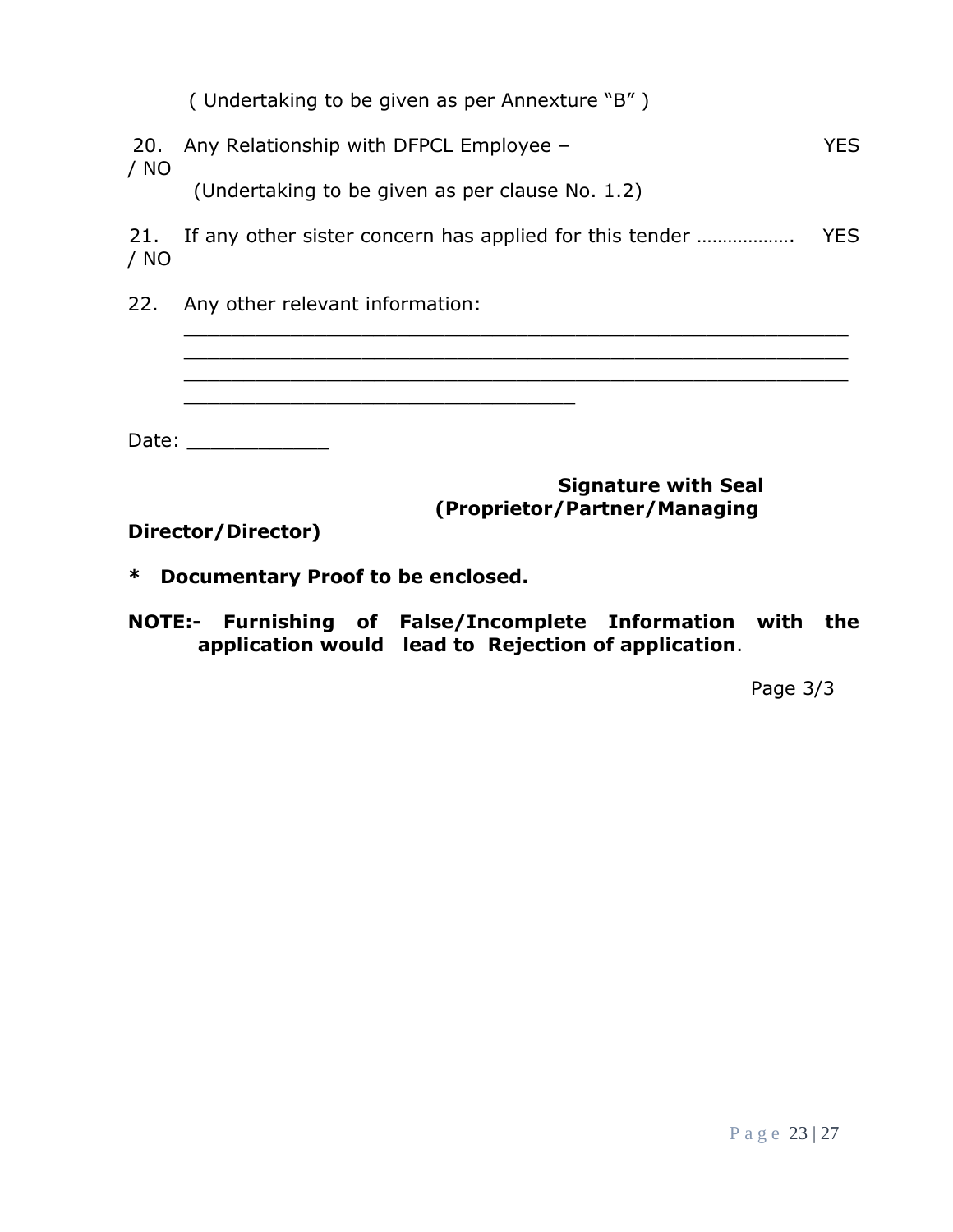( Undertaking to be given as per Annexture "B" )

20. Any Relationship with DFPCL Employee – YES / NO

(Undertaking to be given as per clause No. 1.2)

21. If any other sister concern has applied for this tender ………………. YES / NO

22. Any other relevant information:

________________________________________________________
________________________________________________________
________________________________________________________
_________________________________

Date: ____________

**Signature with Seal**
**(Proprietor/Partner/Managing Director/Director)**

**\* Documentary Proof to be enclosed.**

**NOTE:- Furnishing of False/Incomplete Information with the application would lead to Rejection of application**.

Page 3/3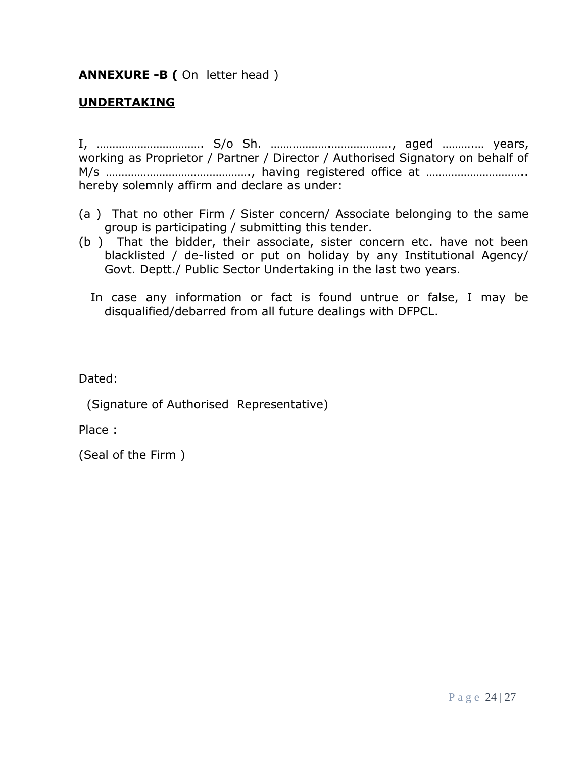**ANNEXURE -B (** On letter head )

**UNDERTAKING**

I, ……………………………. S/o Sh. ………………..………………., aged …………… years, working as Proprietor / Partner / Director / Authorised Signatory on behalf of M/s ………………………………………., having registered office at ………………………….. hereby solemnly affirm and declare as under:

(a ) That no other Firm / Sister concern/ Associate belonging to the same group is participating / submitting this tender.

(b ) That the bidder, their associate, sister concern etc. have not been blacklisted / de-listed or put on holiday by any Institutional Agency/ Govt. Deptt./ Public Sector Undertaking in the last two years.

In case any information or fact is found untrue or false, I may be disqualified/debarred from all future dealings with DFPCL.

Dated:

(Signature of Authorised Representative)

Place :

(Seal of the Firm )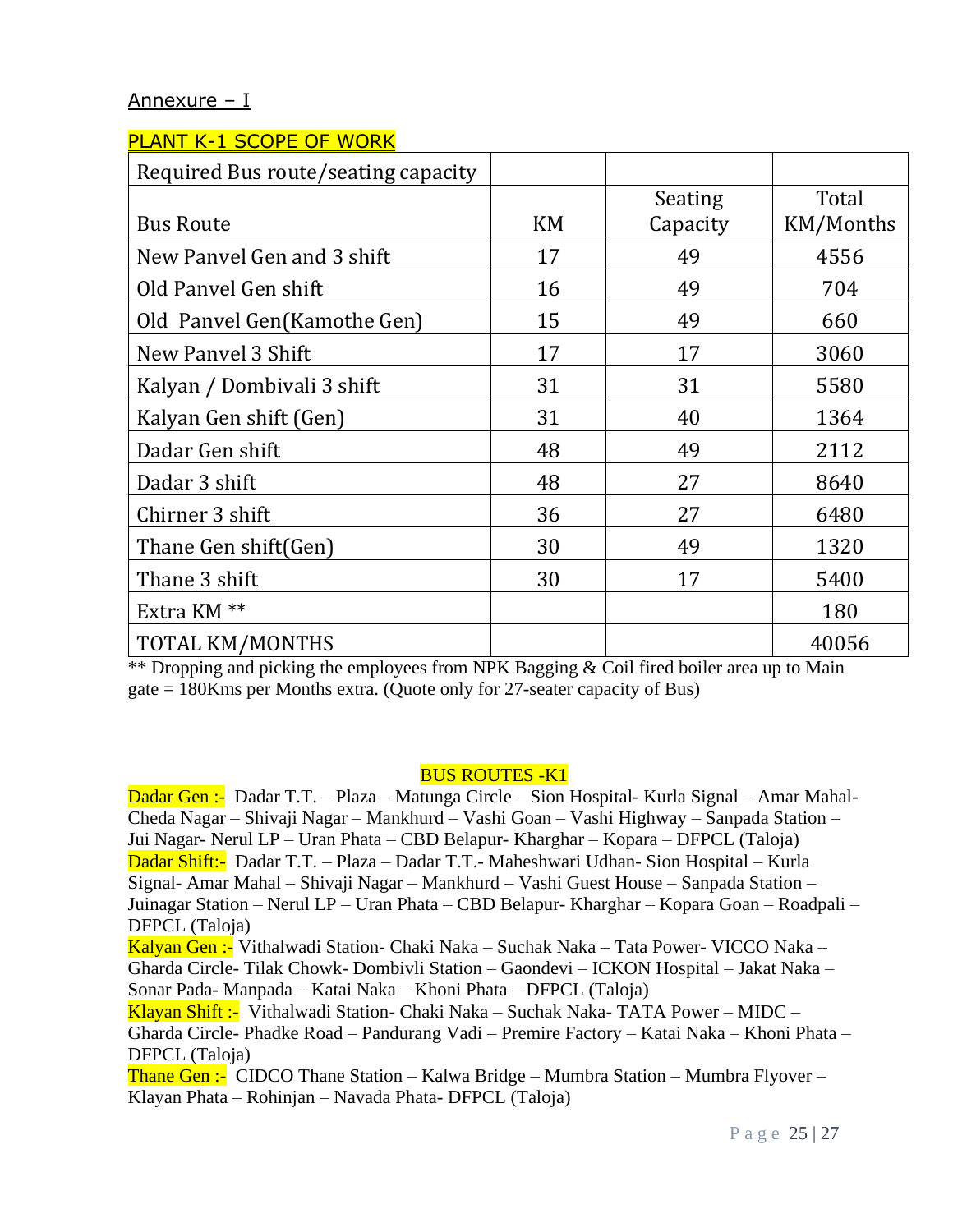Annexure – I

PLANT K-1 SCOPE OF WORK

| Required Bus route/seating capacity | | | |
|---|---|---|---|
| Bus Route | KM | Seating Capacity | Total KM/Months |
| New Panvel Gen and 3 shift | 17 | 49 | 4556 |
| Old Panvel Gen shift | 16 | 49 | 704 |
| Old Panvel Gen(Kamothe Gen) | 15 | 49 | 660 |
| New Panvel 3 Shift | 17 | 17 | 3060 |
| Kalyan / Dombivali 3 shift | 31 | 31 | 5580 |
| Kalyan Gen shift (Gen) | 31 | 40 | 1364 |
| Dadar Gen shift | 48 | 49 | 2112 |
| Dadar 3 shift | 48 | 27 | 8640 |
| Chirner 3 shift | 36 | 27 | 6480 |
| Thane Gen shift(Gen) | 30 | 49 | 1320 |
| Thane 3 shift | 30 | 17 | 5400 |
| Extra KM ** | | | 180 |
| TOTAL KM/MONTHS | | | 40056 |

** Dropping and picking the employees from NPK Bagging & Coil fired boiler area up to Main gate = 180Kms per Months extra. (Quote only for 27-seater capacity of Bus)

BUS ROUTES -K1

Dadar Gen :- Dadar T.T. – Plaza – Matunga Circle – Sion Hospital- Kurla Signal – Amar Mahal- Cheda Nagar – Shivaji Nagar – Mankhurd – Vashi Goan – Vashi Highway – Sanpada Station – Jui Nagar- Nerul LP – Uran Phata – CBD Belapur- Kharghar – Kopara – DFPCL (Taloja)

Dadar Shift:- Dadar T.T. – Plaza – Dadar T.T.- Maheshwari Udhan- Sion Hospital – Kurla Signal- Amar Mahal – Shivaji Nagar – Mankhurd – Vashi Guest House – Sanpada Station – Juinagar Station – Nerul LP – Uran Phata – CBD Belapur- Kharghar – Kopara Goan – Roadpali – DFPCL (Taloja)

Kalyan Gen :- Vithalwadi Station- Chaki Naka – Suchak Naka – Tata Power- VICCO Naka – Gharda Circle- Tilak Chowk- Dombivli Station – Gaondevi – ICKON Hospital – Jakat Naka – Sonar Pada- Manpada – Katai Naka – Khoni Phata – DFPCL (Taloja)

Klayan Shift :- Vithalwadi Station- Chaki Naka – Suchak Naka- TATA Power – MIDC – Gharda Circle- Phadke Road – Pandurang Vadi – Premire Factory – Katai Naka – Khoni Phata – DFPCL (Taloja)

Thane Gen :- CIDCO Thane Station – Kalwa Bridge – Mumbra Station – Mumbra Flyover – Klayan Phata – Rohinjan – Navada Phata- DFPCL (Taloja)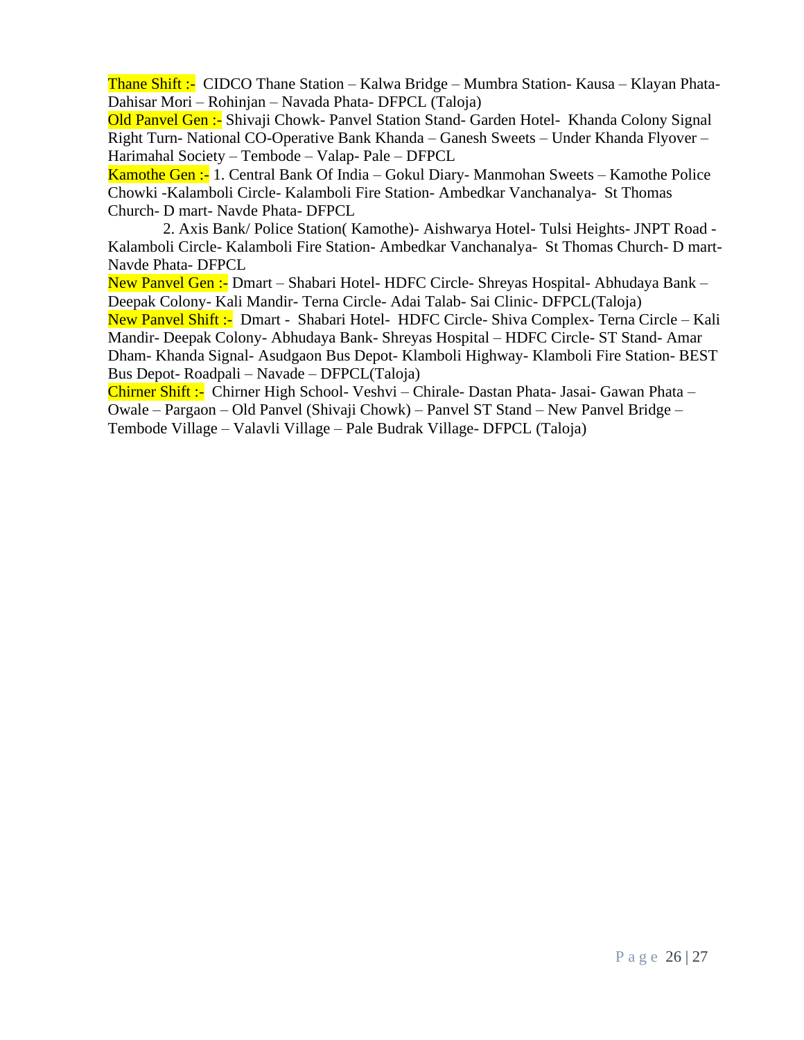**Thane Shift :-** CIDCO Thane Station – Kalwa Bridge – Mumbra Station- Kausa – Klayan Phata- Dahisar Mori – Rohinjan – Navada Phata- DFPCL (Taloja)

**Old Panvel Gen :-** Shivaji Chowk- Panvel Station Stand- Garden Hotel- Khanda Colony Signal Right Turn- National CO-Operative Bank Khanda – Ganesh Sweets – Under Khanda Flyover – Harimahal Society – Tembode – Valap- Pale – DFPCL

**Kamothe Gen :-** 1. Central Bank Of India – Gokul Diary- Manmohan Sweets – Kamothe Police Chowki -Kalamboli Circle- Kalamboli Fire Station- Ambedkar Vanchanalya- St Thomas Church- D mart- Navde Phata- DFPCL

2. Axis Bank/ Police Station( Kamothe)- Aishwarya Hotel- Tulsi Heights- JNPT Road - Kalamboli Circle- Kalamboli Fire Station- Ambedkar Vanchanalya- St Thomas Church- D mart- Navde Phata- DFPCL

**New Panvel Gen :-** Dmart – Shabari Hotel- HDFC Circle- Shreyas Hospital- Abhudaya Bank – Deepak Colony- Kali Mandir- Terna Circle- Adai Talab- Sai Clinic- DFPCL(Taloja)

**New Panvel Shift :-** Dmart - Shabari Hotel- HDFC Circle- Shiva Complex- Terna Circle – Kali Mandir- Deepak Colony- Abhudaya Bank- Shreyas Hospital – HDFC Circle- ST Stand- Amar Dham- Khanda Signal- Asudgaon Bus Depot- Klamboli Highway- Klamboli Fire Station- BEST Bus Depot- Roadpali – Navade – DFPCL(Taloja)

**Chirner Shift :-** Chirner High School- Veshvi – Chirale- Dastan Phata- Jasai- Gawan Phata – Owale – Pargaon – Old Panvel (Shivaji Chowk) – Panvel ST Stand – New Panvel Bridge – Tembode Village – Valavli Village – Pale Budrak Village- DFPCL (Taloja)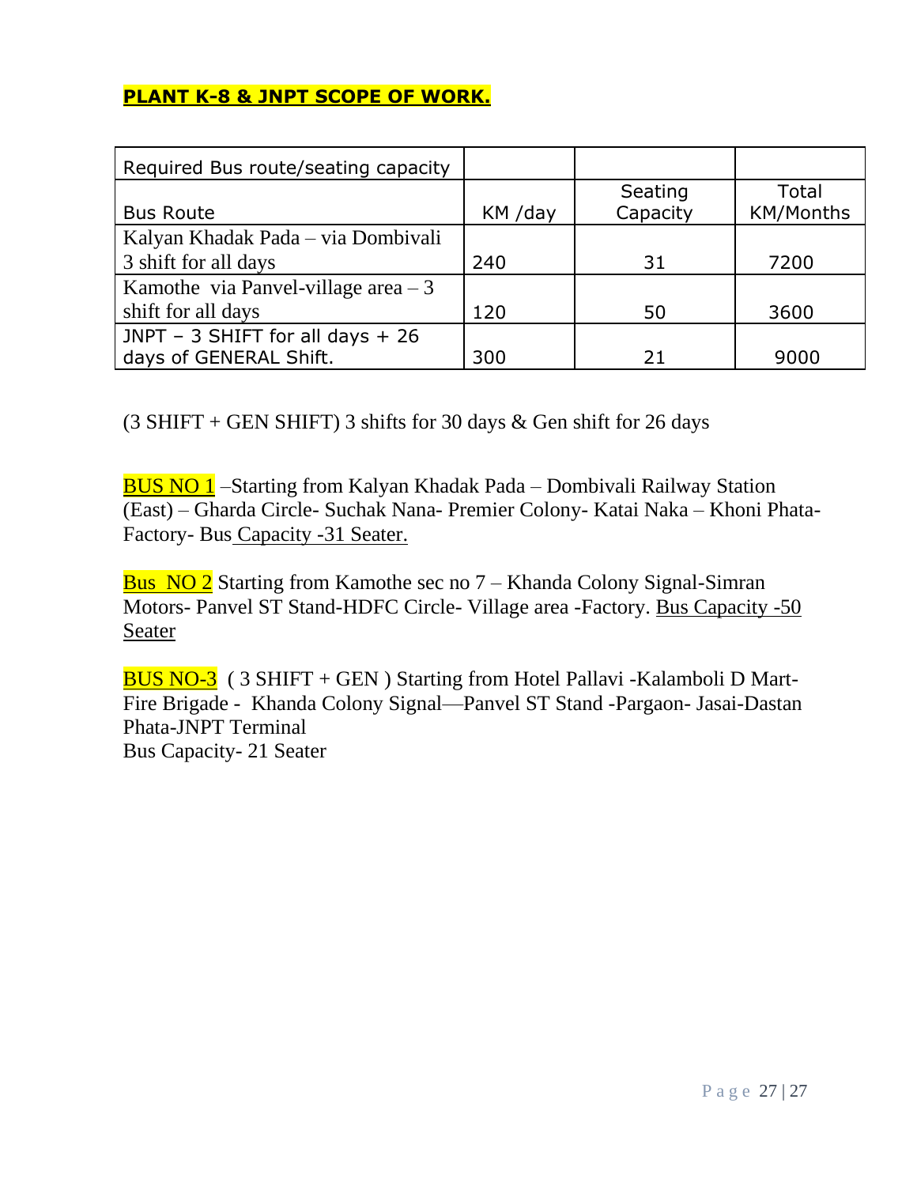**PLANT K-8 & JNPT SCOPE OF WORK.**

| Required Bus route/seating capacity | | | |
|---|---|---|---|
| Bus Route | KM /day | Seating Capacity | Total KM/Months |
| Kalyan Khadak Pada – via Dombivali 3 shift for all days | 240 | 31 | 7200 |
| Kamothe via Panvel-village area – 3 shift for all days | 120 | 50 | 3600 |
| JNPT – 3 SHIFT for all days + 26 days of GENERAL Shift. | 300 | 21 | 9000 |

(3 SHIFT + GEN SHIFT) 3 shifts for 30 days & Gen shift for 26 days

BUS NO 1 –Starting from Kalyan Khadak Pada – Dombivali Railway Station (East) – Gharda Circle- Suchak Nana- Premier Colony- Katai Naka – Khoni Phata- Factory- Bus Capacity -31 Seater.

Bus NO 2 Starting from Kamothe sec no 7 – Khanda Colony Signal-Simran Motors- Panvel ST Stand-HDFC Circle- Village area -Factory. Bus Capacity -50 Seater

BUS NO-3 ( 3 SHIFT + GEN ) Starting from Hotel Pallavi -Kalamboli D Mart- Fire Brigade - Khanda Colony Signal—Panvel ST Stand -Pargaon- Jasai-Dastan Phata-JNPT Terminal
Bus Capacity- 21 Seater